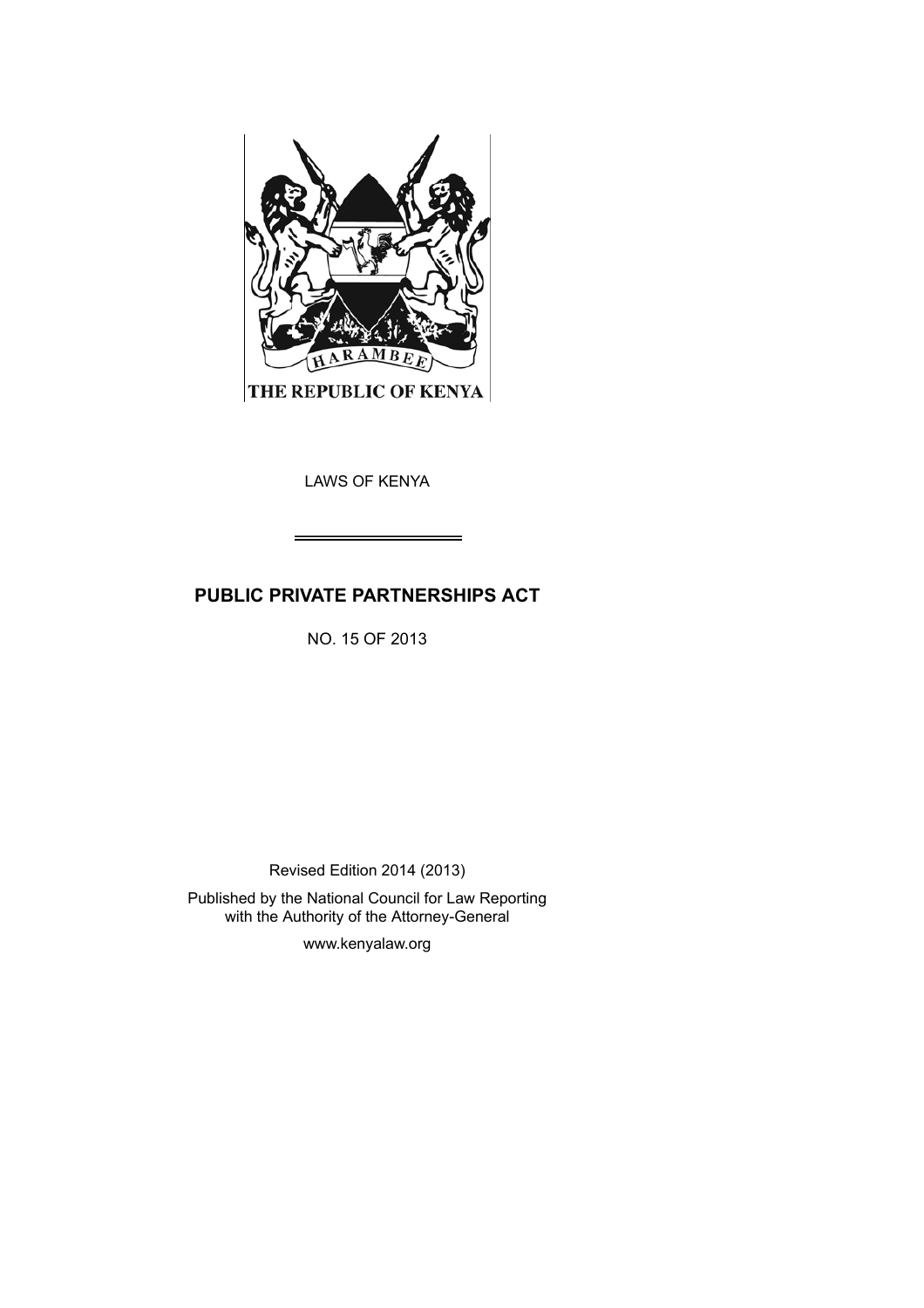THE REPUBLIC OF KENYA

LAWS OF KENYA

# PUBLIC PRIVATE PARTNERSHIPS ACT

NO. 15 OF 2013

Revised Edition 2014 (2013)

Published by the National Council for Law Reporting with the Authority of the Attorney-General

www.kenyalaw.org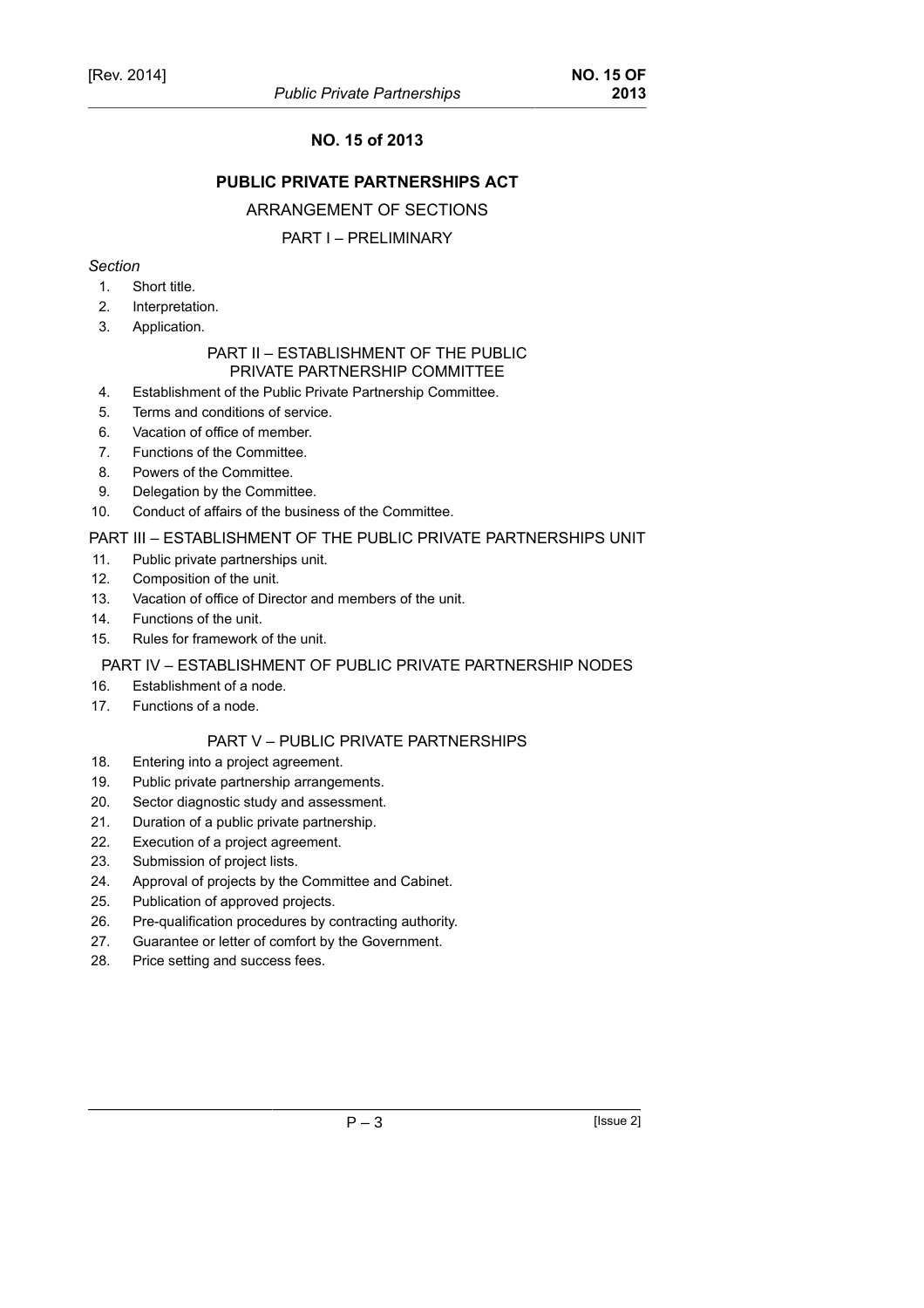# NO. 15 of 2013

## PUBLIC PRIVATE PARTNERSHIPS ACT

### ARRANGEMENT OF SECTIONS

### PART I – PRELIMINARY

*Section*

1. Short title.
2. Interpretation.
3. Application.

### PART II – ESTABLISHMENT OF THE PUBLIC PRIVATE PARTNERSHIP COMMITTEE

4. Establishment of the Public Private Partnership Committee.
5. Terms and conditions of service.
6. Vacation of office of member.
7. Functions of the Committee.
8. Powers of the Committee.
9. Delegation by the Committee.
10. Conduct of affairs of the business of the Committee.

### PART III – ESTABLISHMENT OF THE PUBLIC PRIVATE PARTNERSHIPS UNIT

11. Public private partnerships unit.
12. Composition of the unit.
13. Vacation of office of Director and members of the unit.
14. Functions of the unit.
15. Rules for framework of the unit.

### PART IV – ESTABLISHMENT OF PUBLIC PRIVATE PARTNERSHIP NODES

16. Establishment of a node.
17. Functions of a node.

### PART V – PUBLIC PRIVATE PARTNERSHIPS

18. Entering into a project agreement.
19. Public private partnership arrangements.
20. Sector diagnostic study and assessment.
21. Duration of a public private partnership.
22. Execution of a project agreement.
23. Submission of project lists.
24. Approval of projects by the Committee and Cabinet.
25. Publication of approved projects.
26. Pre-qualification procedures by contracting authority.
27. Guarantee or letter of comfort by the Government.
28. Price setting and success fees.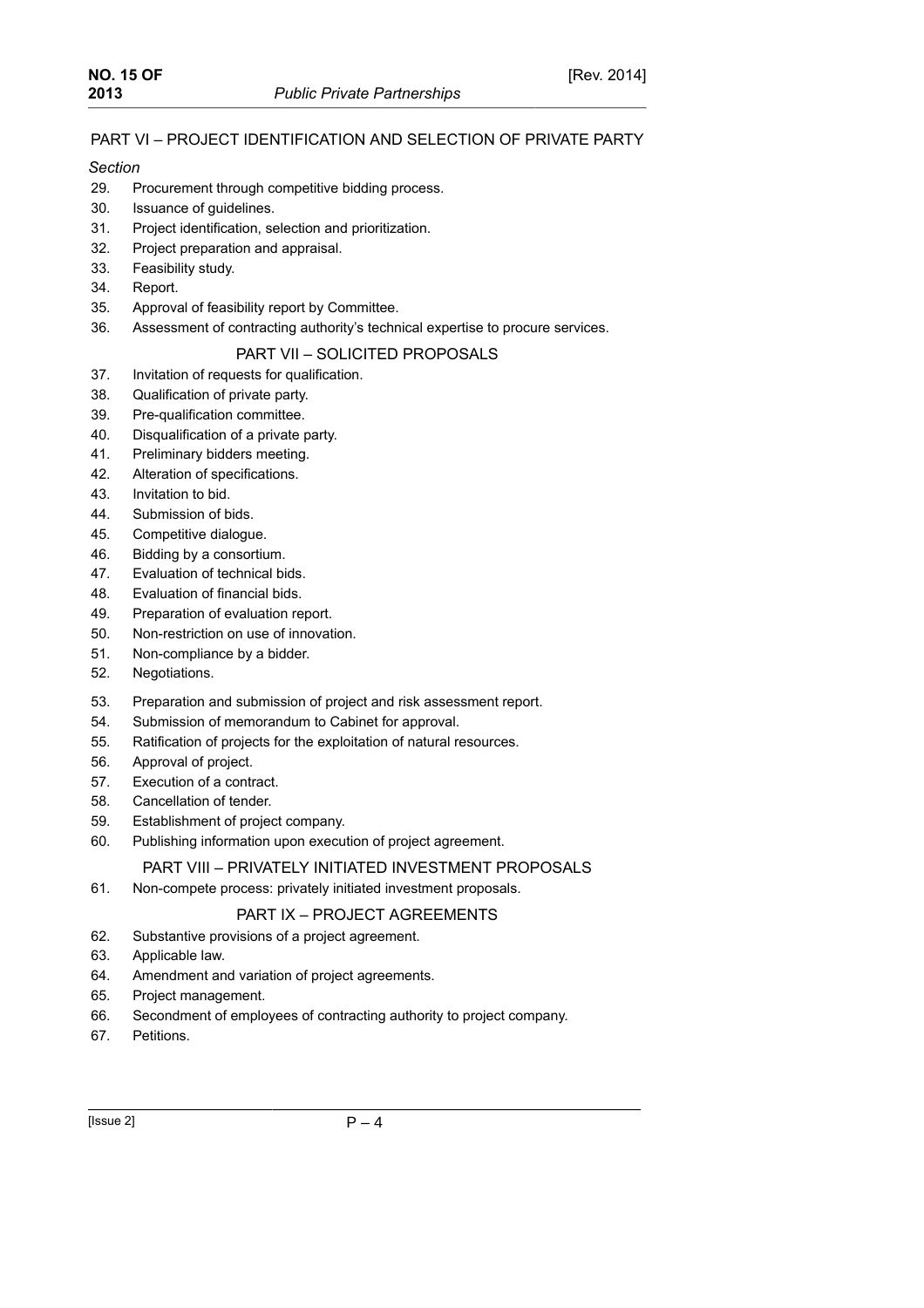## PART VI – PROJECT IDENTIFICATION AND SELECTION OF PRIVATE PARTY

*Section*

29. Procurement through competitive bidding process.
30. Issuance of guidelines.
31. Project identification, selection and prioritization.
32. Project preparation and appraisal.
33. Feasibility study.
34. Report.
35. Approval of feasibility report by Committee.
36. Assessment of contracting authority's technical expertise to procure services.

## PART VII – SOLICITED PROPOSALS

37. Invitation of requests for qualification.
38. Qualification of private party.
39. Pre-qualification committee.
40. Disqualification of a private party.
41. Preliminary bidders meeting.
42. Alteration of specifications.
43. Invitation to bid.
44. Submission of bids.
45. Competitive dialogue.
46. Bidding by a consortium.
47. Evaluation of technical bids.
48. Evaluation of financial bids.
49. Preparation of evaluation report.
50. Non-restriction on use of innovation.
51. Non-compliance by a bidder.
52. Negotiations.
53. Preparation and submission of project and risk assessment report.
54. Submission of memorandum to Cabinet for approval.
55. Ratification of projects for the exploitation of natural resources.
56. Approval of project.
57. Execution of a contract.
58. Cancellation of tender.
59. Establishment of project company.
60. Publishing information upon execution of project agreement.

## PART VIII – PRIVATELY INITIATED INVESTMENT PROPOSALS

61. Non-compete process: privately initiated investment proposals.

## PART IX – PROJECT AGREEMENTS

62. Substantive provisions of a project agreement.
63. Applicable law.
64. Amendment and variation of project agreements.
65. Project management.
66. Secondment of employees of contracting authority to project company.
67. Petitions.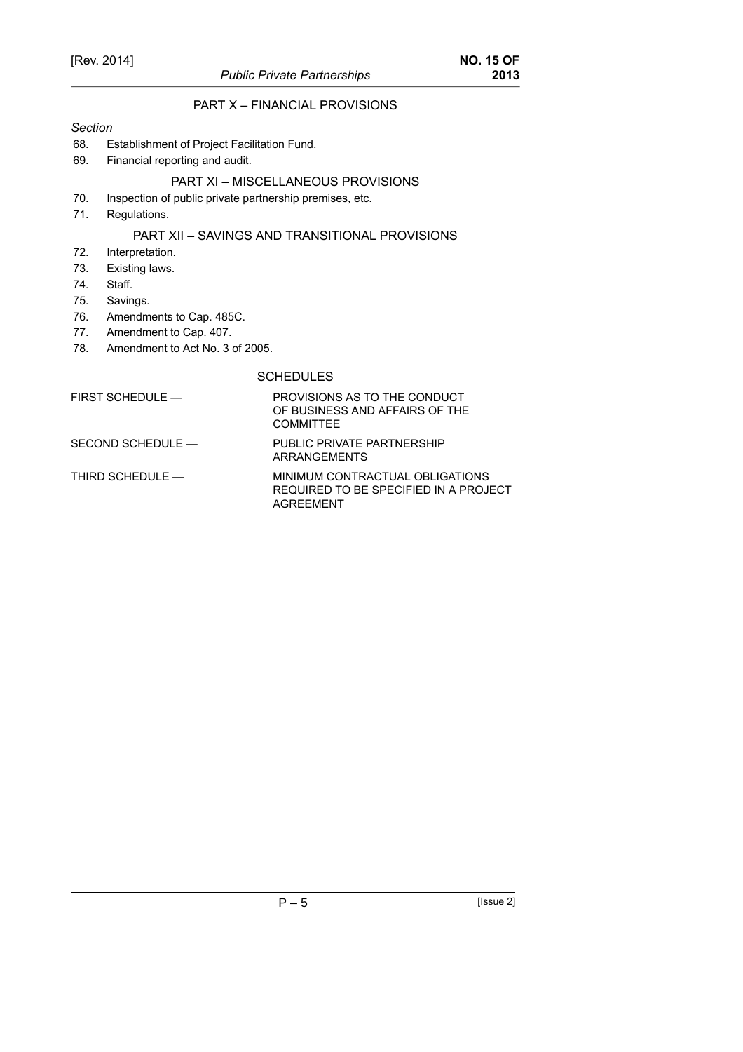## PART X – FINANCIAL PROVISIONS

*Section*

68. Establishment of Project Facilitation Fund.
69. Financial reporting and audit.

## PART XI – MISCELLANEOUS PROVISIONS

70. Inspection of public private partnership premises, etc.
71. Regulations.

## PART XII – SAVINGS AND TRANSITIONAL PROVISIONS

72. Interpretation.
73. Existing laws.
74. Staff.
75. Savings.
76. Amendments to Cap. 485C.
77. Amendment to Cap. 407.
78. Amendment to Act No. 3 of 2005.

## SCHEDULES

| | |
|---|---|
| FIRST SCHEDULE — | PROVISIONS AS TO THE CONDUCT OF BUSINESS AND AFFAIRS OF THE COMMITTEE |
| SECOND SCHEDULE — | PUBLIC PRIVATE PARTNERSHIP ARRANGEMENTS |
| THIRD SCHEDULE — | MINIMUM CONTRACTUAL OBLIGATIONS REQUIRED TO BE SPECIFIED IN A PROJECT AGREEMENT |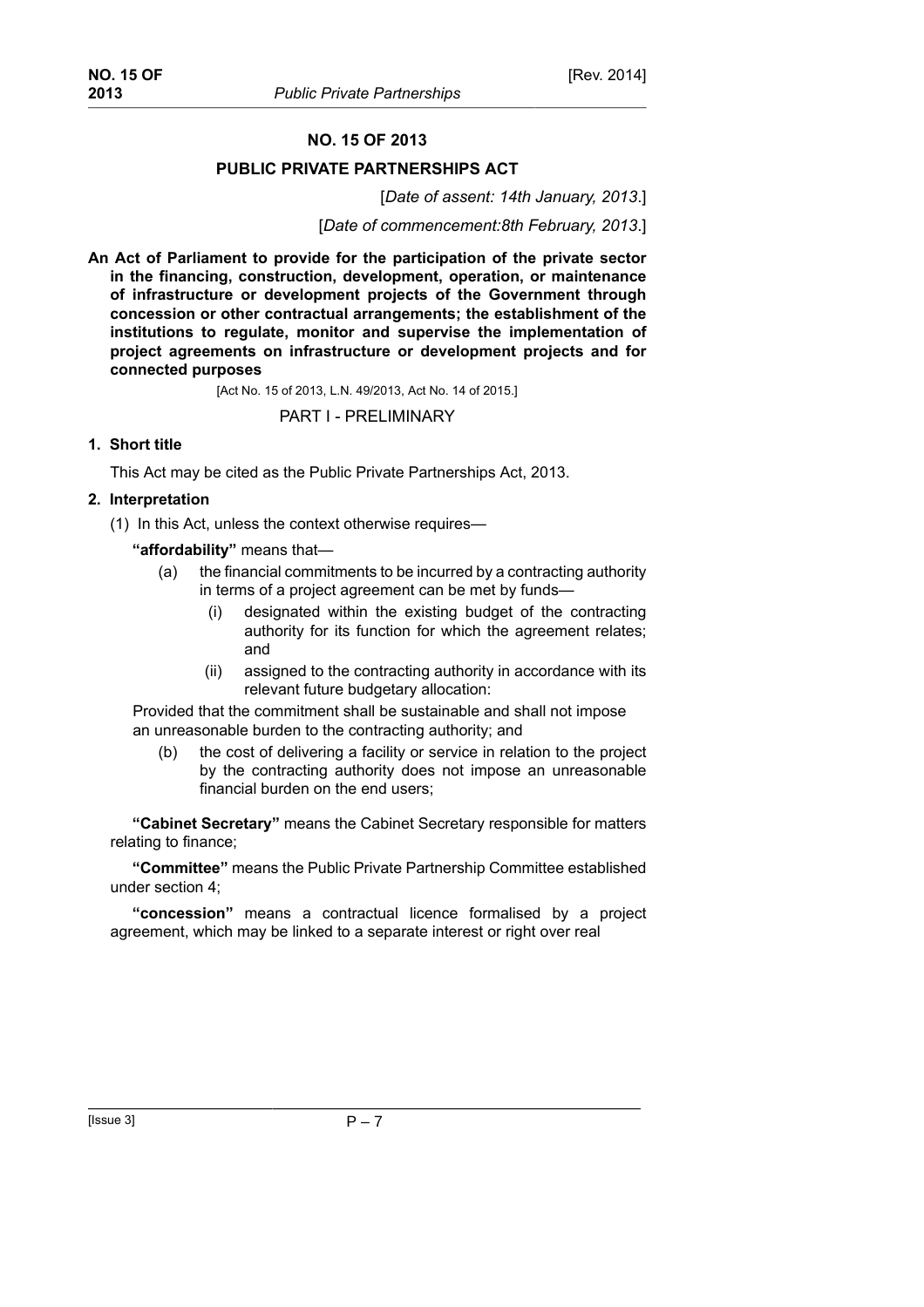## NO. 15 OF 2013

## PUBLIC PRIVATE PARTNERSHIPS ACT

[*Date of assent: 14th January, 2013*.]

[*Date of commencement:8th February, 2013*.]

**An Act of Parliament to provide for the participation of the private sector in the financing, construction, development, operation, or maintenance of infrastructure or development projects of the Government through concession or other contractual arrangements; the establishment of the institutions to regulate, monitor and supervise the implementation of project agreements on infrastructure or development projects and for connected purposes**

[Act No. 15 of 2013, L.N. 49/2013, Act No. 14 of 2015.]

PART I - PRELIMINARY

### 1. Short title

This Act may be cited as the Public Private Partnerships Act, 2013.

### 2. Interpretation

(1) In this Act, unless the context otherwise requires—

**"affordability"** means that—

(a) the financial commitments to be incurred by a contracting authority in terms of a project agreement can be met by funds—

(i) designated within the existing budget of the contracting authority for its function for which the agreement relates; and

(ii) assigned to the contracting authority in accordance with its relevant future budgetary allocation:

Provided that the commitment shall be sustainable and shall not impose an unreasonable burden to the contracting authority; and

(b) the cost of delivering a facility or service in relation to the project by the contracting authority does not impose an unreasonable financial burden on the end users;

**"Cabinet Secretary"** means the Cabinet Secretary responsible for matters relating to finance;

**"Committee"** means the Public Private Partnership Committee established under section 4;

**"concession"** means a contractual licence formalised by a project agreement, which may be linked to a separate interest or right over real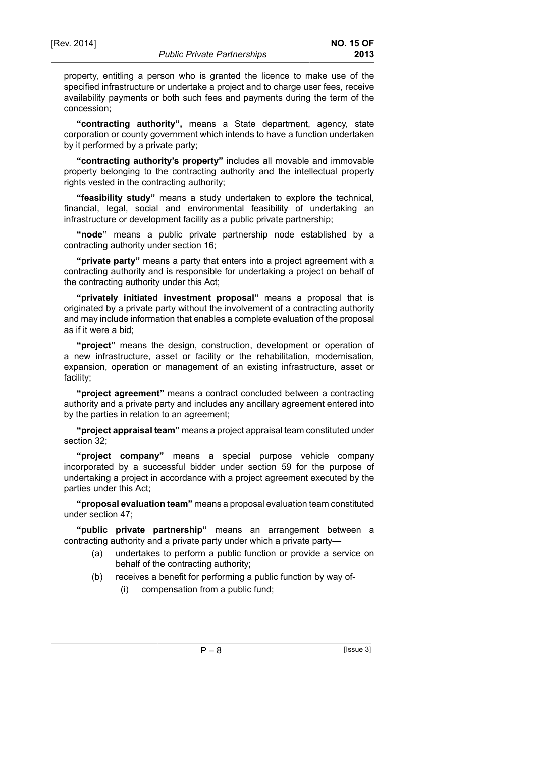property, entitling a person who is granted the licence to make use of the specified infrastructure or undertake a project and to charge user fees, receive availability payments or both such fees and payments during the term of the concession;

**"contracting authority",** means a State department, agency, state corporation or county government which intends to have a function undertaken by it performed by a private party;

**"contracting authority's property"** includes all movable and immovable property belonging to the contracting authority and the intellectual property rights vested in the contracting authority;

**"feasibility study"** means a study undertaken to explore the technical, financial, legal, social and environmental feasibility of undertaking an infrastructure or development facility as a public private partnership;

**"node"** means a public private partnership node established by a contracting authority under section 16;

**"private party"** means a party that enters into a project agreement with a contracting authority and is responsible for undertaking a project on behalf of the contracting authority under this Act;

**"privately initiated investment proposal"** means a proposal that is originated by a private party without the involvement of a contracting authority and may include information that enables a complete evaluation of the proposal as if it were a bid;

**"project"** means the design, construction, development or operation of a new infrastructure, asset or facility or the rehabilitation, modernisation, expansion, operation or management of an existing infrastructure, asset or facility;

**"project agreement"** means a contract concluded between a contracting authority and a private party and includes any ancillary agreement entered into by the parties in relation to an agreement;

**"project appraisal team"** means a project appraisal team constituted under section 32;

**"project company"** means a special purpose vehicle company incorporated by a successful bidder under section 59 for the purpose of undertaking a project in accordance with a project agreement executed by the parties under this Act;

**"proposal evaluation team"** means a proposal evaluation team constituted under section 47;

**"public private partnership"** means an arrangement between a contracting authority and a private party under which a private party—

(a) undertakes to perform a public function or provide a service on behalf of the contracting authority;

(b) receives a benefit for performing a public function by way of-

(i) compensation from a public fund;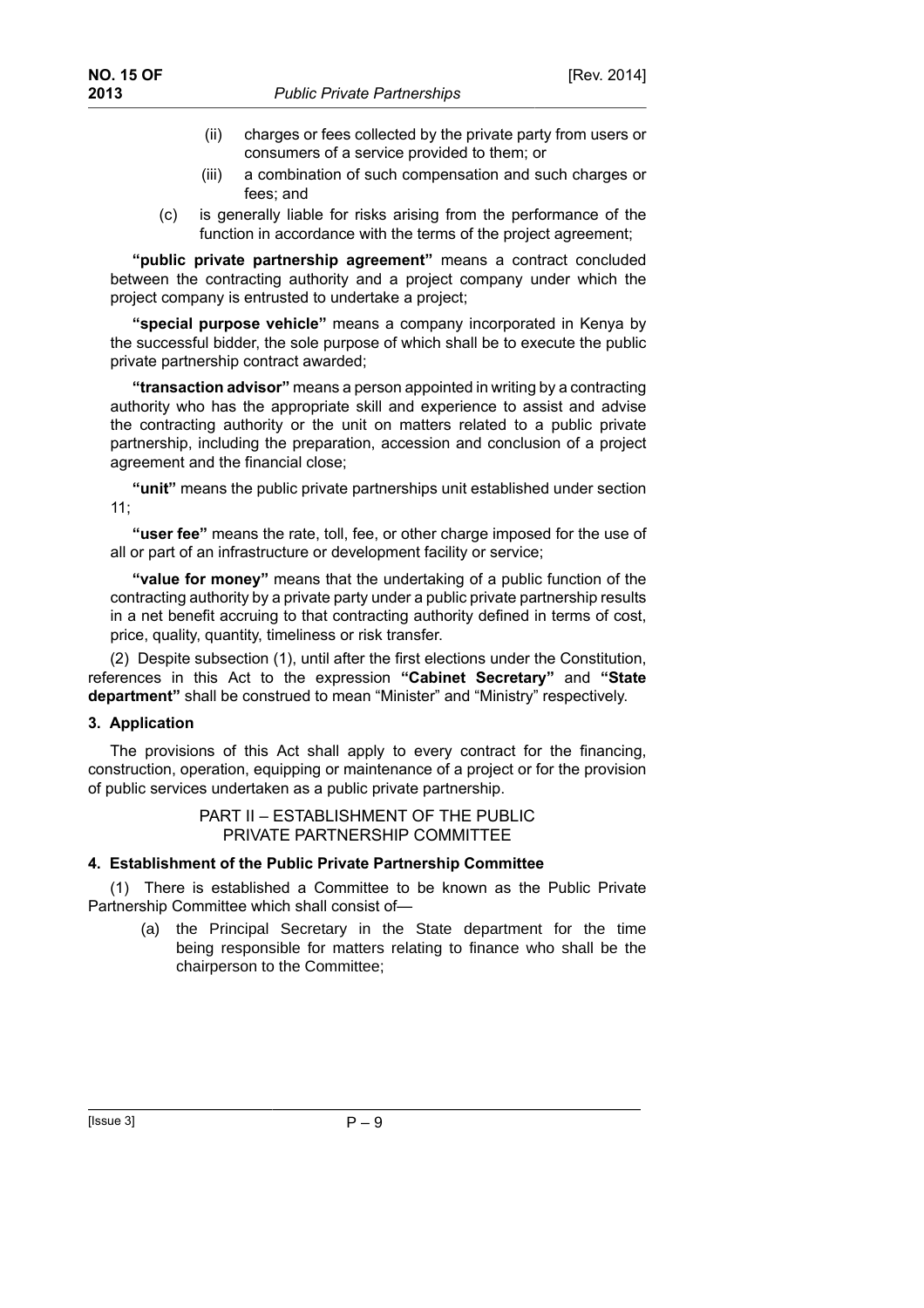(ii) charges or fees collected by the private party from users or consumers of a service provided to them; or

(iii) a combination of such compensation and such charges or fees; and

(c) is generally liable for risks arising from the performance of the function in accordance with the terms of the project agreement;

**"public private partnership agreement"** means a contract concluded between the contracting authority and a project company under which the project company is entrusted to undertake a project;

**"special purpose vehicle"** means a company incorporated in Kenya by the successful bidder, the sole purpose of which shall be to execute the public private partnership contract awarded;

**"transaction advisor"** means a person appointed in writing by a contracting authority who has the appropriate skill and experience to assist and advise the contracting authority or the unit on matters related to a public private partnership, including the preparation, accession and conclusion of a project agreement and the financial close;

**"unit"** means the public private partnerships unit established under section 11;

**"user fee"** means the rate, toll, fee, or other charge imposed for the use of all or part of an infrastructure or development facility or service;

**"value for money"** means that the undertaking of a public function of the contracting authority by a private party under a public private partnership results in a net benefit accruing to that contracting authority defined in terms of cost, price, quality, quantity, timeliness or risk transfer.

(2) Despite subsection (1), until after the first elections under the Constitution, references in this Act to the expression **"Cabinet Secretary"** and **"State department"** shall be construed to mean "Minister" and "Ministry" respectively.

### 3. Application

The provisions of this Act shall apply to every contract for the financing, construction, operation, equipping or maintenance of a project or for the provision of public services undertaken as a public private partnership.

## PART II – ESTABLISHMENT OF THE PUBLIC PRIVATE PARTNERSHIP COMMITTEE

### 4. Establishment of the Public Private Partnership Committee

(1) There is established a Committee to be known as the Public Private Partnership Committee which shall consist of—

(a) the Principal Secretary in the State department for the time being responsible for matters relating to finance who shall be the chairperson to the Committee;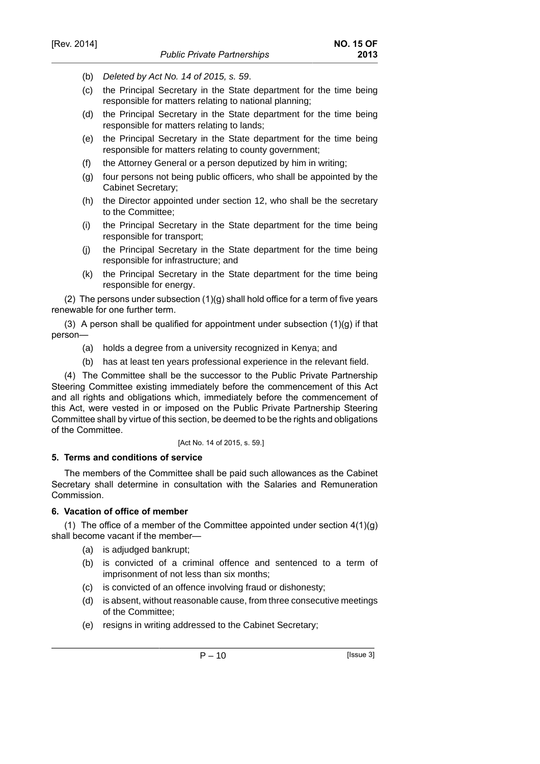(b) *Deleted by Act No. 14 of 2015, s. 59*.

(c) the Principal Secretary in the State department for the time being responsible for matters relating to national planning;

(d) the Principal Secretary in the State department for the time being responsible for matters relating to lands;

(e) the Principal Secretary in the State department for the time being responsible for matters relating to county government;

(f) the Attorney General or a person deputized by him in writing;

(g) four persons not being public officers, who shall be appointed by the Cabinet Secretary;

(h) the Director appointed under section 12, who shall be the secretary to the Committee;

(i) the Principal Secretary in the State department for the time being responsible for transport;

(j) the Principal Secretary in the State department for the time being responsible for infrastructure; and

(k) the Principal Secretary in the State department for the time being responsible for energy.

(2) The persons under subsection (1)(g) shall hold office for a term of five years renewable for one further term.

(3) A person shall be qualified for appointment under subsection (1)(g) if that person—

(a) holds a degree from a university recognized in Kenya; and

(b) has at least ten years professional experience in the relevant field.

(4) The Committee shall be the successor to the Public Private Partnership Steering Committee existing immediately before the commencement of this Act and all rights and obligations which, immediately before the commencement of this Act, were vested in or imposed on the Public Private Partnership Steering Committee shall by virtue of this section, be deemed to be the rights and obligations of the Committee.

[Act No. 14 of 2015, s. 59.]

### 5. Terms and conditions of service

The members of the Committee shall be paid such allowances as the Cabinet Secretary shall determine in consultation with the Salaries and Remuneration Commission.

### 6. Vacation of office of member

(1) The office of a member of the Committee appointed under section 4(1)(g) shall become vacant if the member—

(a) is adjudged bankrupt;

(b) is convicted of a criminal offence and sentenced to a term of imprisonment of not less than six months;

(c) is convicted of an offence involving fraud or dishonesty;

(d) is absent, without reasonable cause, from three consecutive meetings of the Committee;

(e) resigns in writing addressed to the Cabinet Secretary;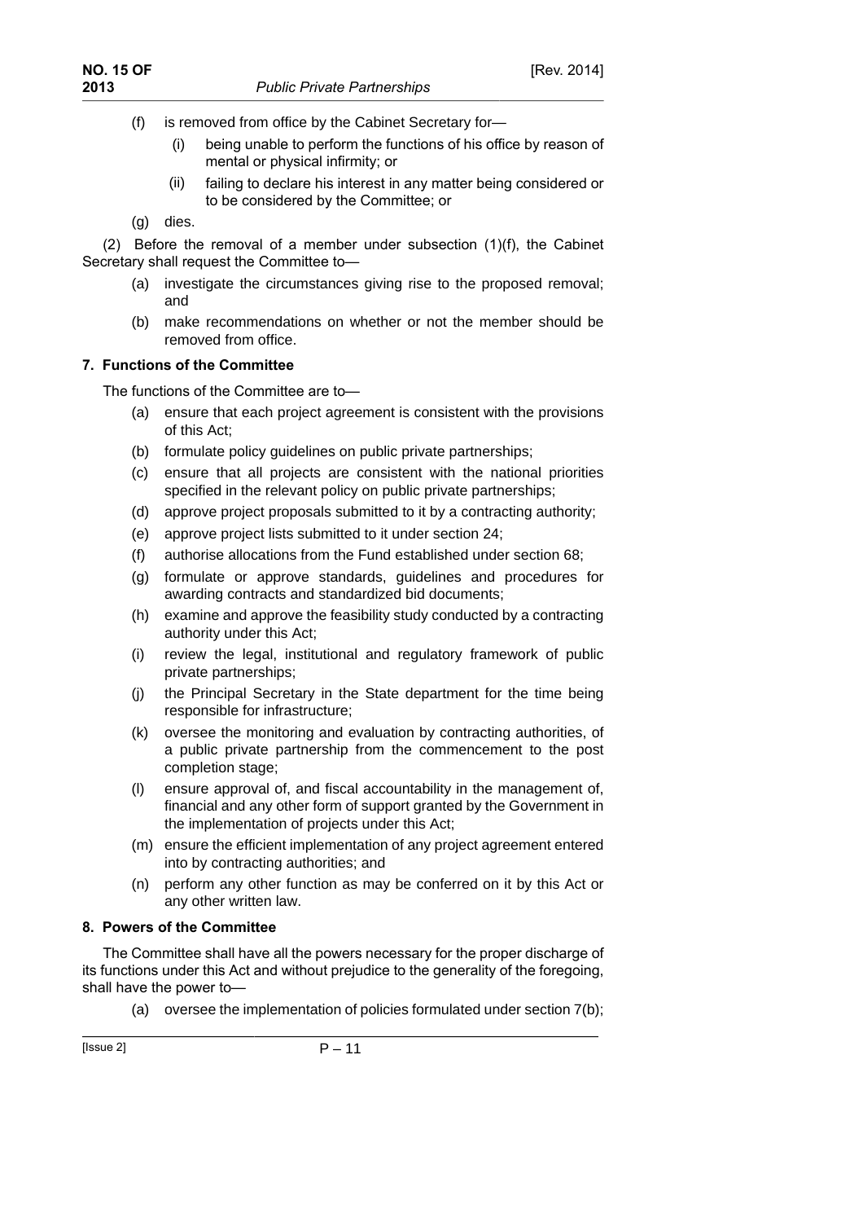(f) is removed from office by the Cabinet Secretary for—

(i) being unable to perform the functions of his office by reason of mental or physical infirmity; or

(ii) failing to declare his interest in any matter being considered or to be considered by the Committee; or

(g) dies.

(2) Before the removal of a member under subsection (1)(f), the Cabinet Secretary shall request the Committee to—

(a) investigate the circumstances giving rise to the proposed removal; and

(b) make recommendations on whether or not the member should be removed from office.

**7. Functions of the Committee**

The functions of the Committee are to—

(a) ensure that each project agreement is consistent with the provisions of this Act;

(b) formulate policy guidelines on public private partnerships;

(c) ensure that all projects are consistent with the national priorities specified in the relevant policy on public private partnerships;

(d) approve project proposals submitted to it by a contracting authority;

(e) approve project lists submitted to it under section 24;

(f) authorise allocations from the Fund established under section 68;

(g) formulate or approve standards, guidelines and procedures for awarding contracts and standardized bid documents;

(h) examine and approve the feasibility study conducted by a contracting authority under this Act;

(i) review the legal, institutional and regulatory framework of public private partnerships;

(j) the Principal Secretary in the State department for the time being responsible for infrastructure;

(k) oversee the monitoring and evaluation by contracting authorities, of a public private partnership from the commencement to the post completion stage;

(l) ensure approval of, and fiscal accountability in the management of, financial and any other form of support granted by the Government in the implementation of projects under this Act;

(m) ensure the efficient implementation of any project agreement entered into by contracting authorities; and

(n) perform any other function as may be conferred on it by this Act or any other written law.

**8. Powers of the Committee**

The Committee shall have all the powers necessary for the proper discharge of its functions under this Act and without prejudice to the generality of the foregoing, shall have the power to—

(a) oversee the implementation of policies formulated under section 7(b);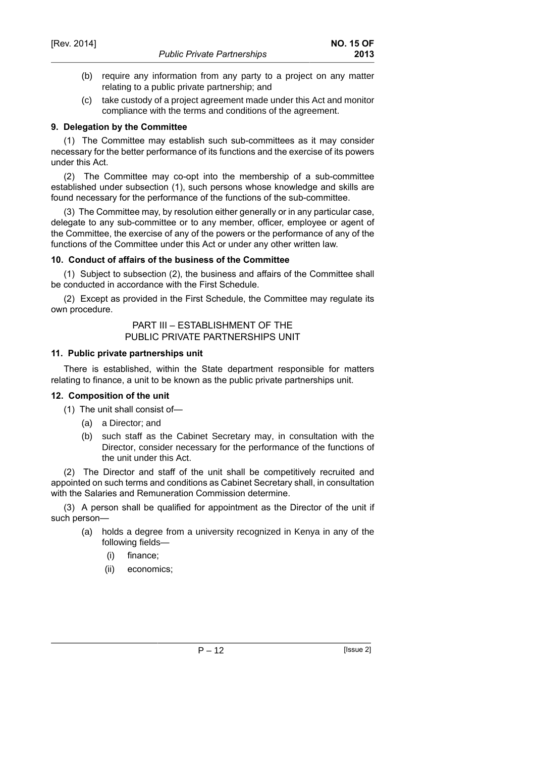(b) require any information from any party to a project on any matter relating to a public private partnership; and

(c) take custody of a project agreement made under this Act and monitor compliance with the terms and conditions of the agreement.

**9. Delegation by the Committee**

(1) The Committee may establish such sub-committees as it may consider necessary for the better performance of its functions and the exercise of its powers under this Act.

(2) The Committee may co-opt into the membership of a sub-committee established under subsection (1), such persons whose knowledge and skills are found necessary for the performance of the functions of the sub-committee.

(3) The Committee may, by resolution either generally or in any particular case, delegate to any sub-committee or to any member, officer, employee or agent of the Committee, the exercise of any of the powers or the performance of any of the functions of the Committee under this Act or under any other written law.

**10. Conduct of affairs of the business of the Committee**

(1) Subject to subsection (2), the business and affairs of the Committee shall be conducted in accordance with the First Schedule.

(2) Except as provided in the First Schedule, the Committee may regulate its own procedure.

## PART III – ESTABLISHMENT OF THE PUBLIC PRIVATE PARTNERSHIPS UNIT

**11. Public private partnerships unit**

There is established, within the State department responsible for matters relating to finance, a unit to be known as the public private partnerships unit.

**12. Composition of the unit**

(1) The unit shall consist of—

(a) a Director; and

(b) such staff as the Cabinet Secretary may, in consultation with the Director, consider necessary for the performance of the functions of the unit under this Act.

(2) The Director and staff of the unit shall be competitively recruited and appointed on such terms and conditions as Cabinet Secretary shall, in consultation with the Salaries and Remuneration Commission determine.

(3) A person shall be qualified for appointment as the Director of the unit if such person—

(a) holds a degree from a university recognized in Kenya in any of the following fields—

(i) finance;

(ii) economics;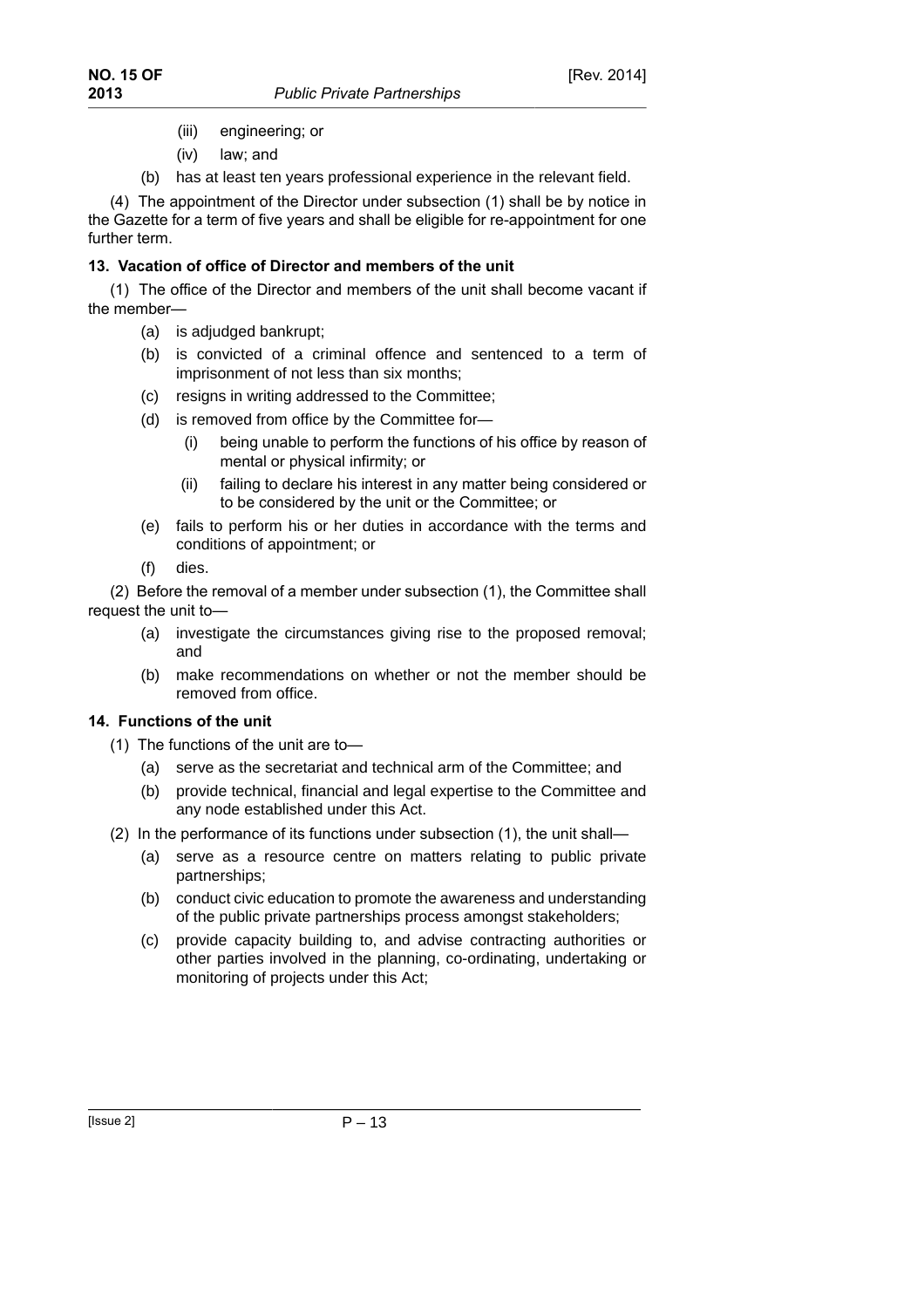(iii) engineering; or

(iv) law; and

(b) has at least ten years professional experience in the relevant field.

(4) The appointment of the Director under subsection (1) shall be by notice in the Gazette for a term of five years and shall be eligible for re-appointment for one further term.

### 13. Vacation of office of Director and members of the unit

(1) The office of the Director and members of the unit shall become vacant if the member—

(a) is adjudged bankrupt;

(b) is convicted of a criminal offence and sentenced to a term of imprisonment of not less than six months;

(c) resigns in writing addressed to the Committee;

(d) is removed from office by the Committee for—

(i) being unable to perform the functions of his office by reason of mental or physical infirmity; or

(ii) failing to declare his interest in any matter being considered or to be considered by the unit or the Committee; or

(e) fails to perform his or her duties in accordance with the terms and conditions of appointment; or

(f) dies.

(2) Before the removal of a member under subsection (1), the Committee shall request the unit to—

(a) investigate the circumstances giving rise to the proposed removal; and

(b) make recommendations on whether or not the member should be removed from office.

### 14. Functions of the unit

(1) The functions of the unit are to—

(a) serve as the secretariat and technical arm of the Committee; and

(b) provide technical, financial and legal expertise to the Committee and any node established under this Act.

(2) In the performance of its functions under subsection (1), the unit shall—

(a) serve as a resource centre on matters relating to public private partnerships;

(b) conduct civic education to promote the awareness and understanding of the public private partnerships process amongst stakeholders;

(c) provide capacity building to, and advise contracting authorities or other parties involved in the planning, co-ordinating, undertaking or monitoring of projects under this Act;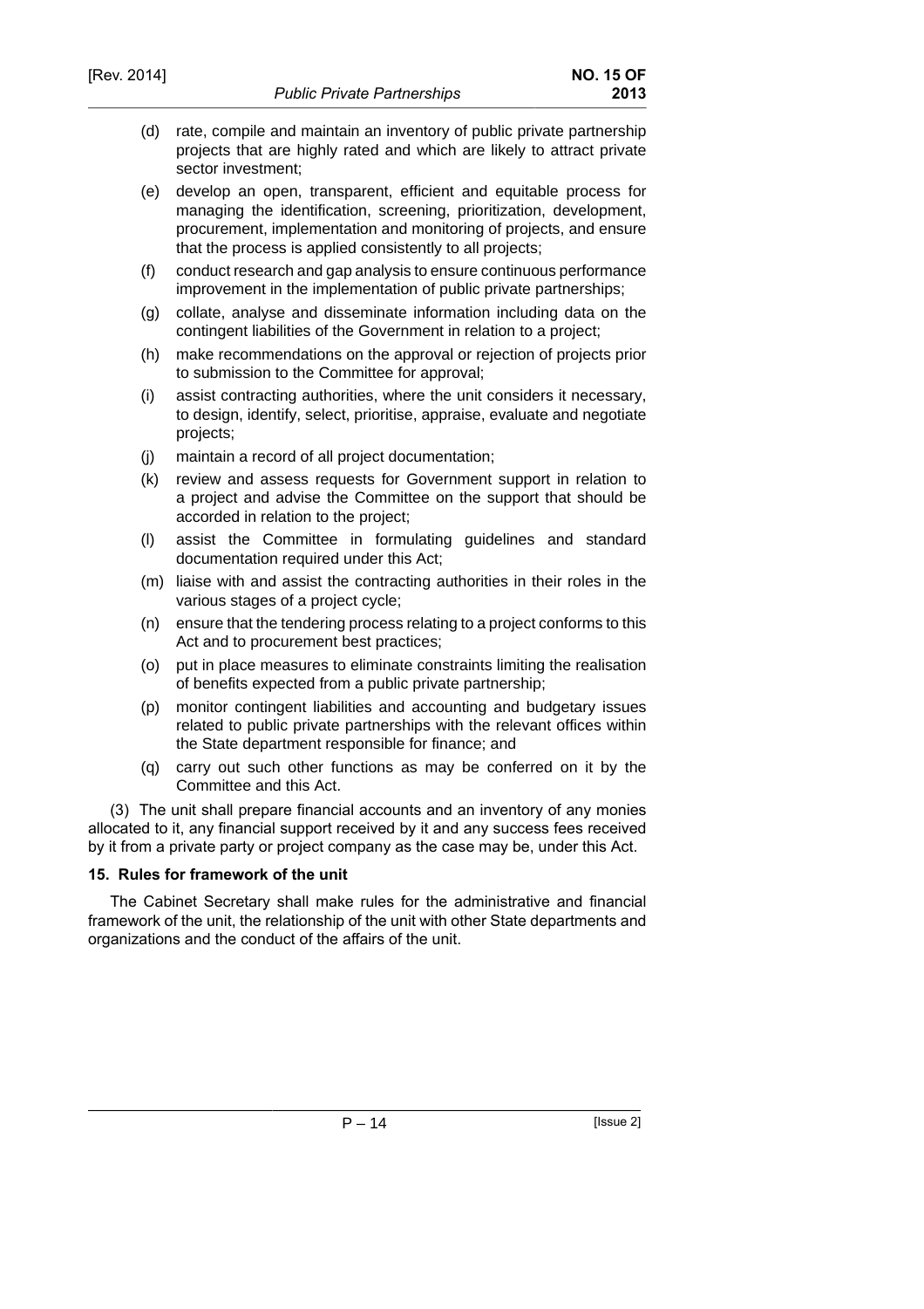(d) rate, compile and maintain an inventory of public private partnership projects that are highly rated and which are likely to attract private sector investment;

(e) develop an open, transparent, efficient and equitable process for managing the identification, screening, prioritization, development, procurement, implementation and monitoring of projects, and ensure that the process is applied consistently to all projects;

(f) conduct research and gap analysis to ensure continuous performance improvement in the implementation of public private partnerships;

(g) collate, analyse and disseminate information including data on the contingent liabilities of the Government in relation to a project;

(h) make recommendations on the approval or rejection of projects prior to submission to the Committee for approval;

(i) assist contracting authorities, where the unit considers it necessary, to design, identify, select, prioritise, appraise, evaluate and negotiate projects;

(j) maintain a record of all project documentation;

(k) review and assess requests for Government support in relation to a project and advise the Committee on the support that should be accorded in relation to the project;

(l) assist the Committee in formulating guidelines and standard documentation required under this Act;

(m) liaise with and assist the contracting authorities in their roles in the various stages of a project cycle;

(n) ensure that the tendering process relating to a project conforms to this Act and to procurement best practices;

(o) put in place measures to eliminate constraints limiting the realisation of benefits expected from a public private partnership;

(p) monitor contingent liabilities and accounting and budgetary issues related to public private partnerships with the relevant offices within the State department responsible for finance; and

(q) carry out such other functions as may be conferred on it by the Committee and this Act.

(3) The unit shall prepare financial accounts and an inventory of any monies allocated to it, any financial support received by it and any success fees received by it from a private party or project company as the case may be, under this Act.

**15. Rules for framework of the unit**

The Cabinet Secretary shall make rules for the administrative and financial framework of the unit, the relationship of the unit with other State departments and organizations and the conduct of the affairs of the unit.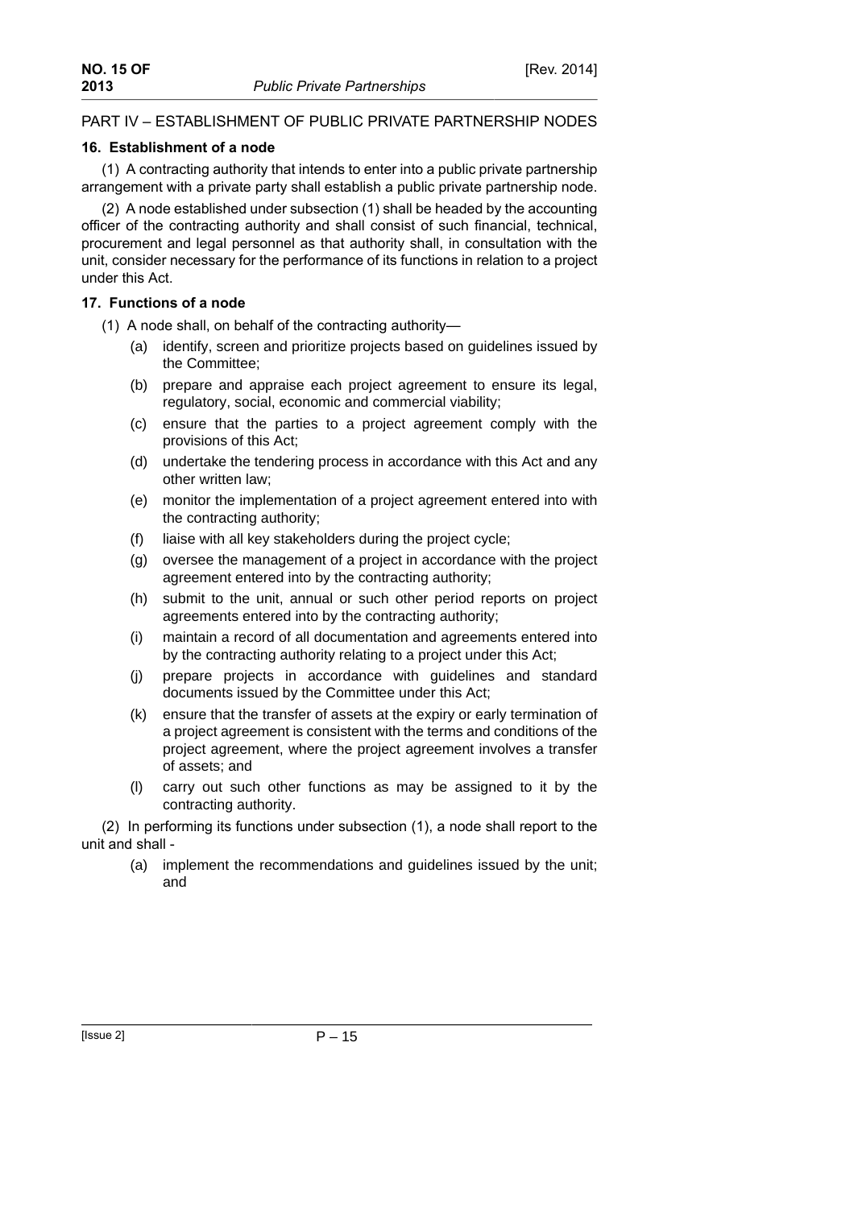## PART IV – ESTABLISHMENT OF PUBLIC PRIVATE PARTNERSHIP NODES

### 16. Establishment of a node

(1) A contracting authority that intends to enter into a public private partnership arrangement with a private party shall establish a public private partnership node.

(2) A node established under subsection (1) shall be headed by the accounting officer of the contracting authority and shall consist of such financial, technical, procurement and legal personnel as that authority shall, in consultation with the unit, consider necessary for the performance of its functions in relation to a project under this Act.

### 17. Functions of a node

(1) A node shall, on behalf of the contracting authority—

(a) identify, screen and prioritize projects based on guidelines issued by the Committee;

(b) prepare and appraise each project agreement to ensure its legal, regulatory, social, economic and commercial viability;

(c) ensure that the parties to a project agreement comply with the provisions of this Act;

(d) undertake the tendering process in accordance with this Act and any other written law;

(e) monitor the implementation of a project agreement entered into with the contracting authority;

(f) liaise with all key stakeholders during the project cycle;

(g) oversee the management of a project in accordance with the project agreement entered into by the contracting authority;

(h) submit to the unit, annual or such other period reports on project agreements entered into by the contracting authority;

(i) maintain a record of all documentation and agreements entered into by the contracting authority relating to a project under this Act;

(j) prepare projects in accordance with guidelines and standard documents issued by the Committee under this Act;

(k) ensure that the transfer of assets at the expiry or early termination of a project agreement is consistent with the terms and conditions of the project agreement, where the project agreement involves a transfer of assets; and

(l) carry out such other functions as may be assigned to it by the contracting authority.

(2) In performing its functions under subsection (1), a node shall report to the unit and shall -

(a) implement the recommendations and guidelines issued by the unit; and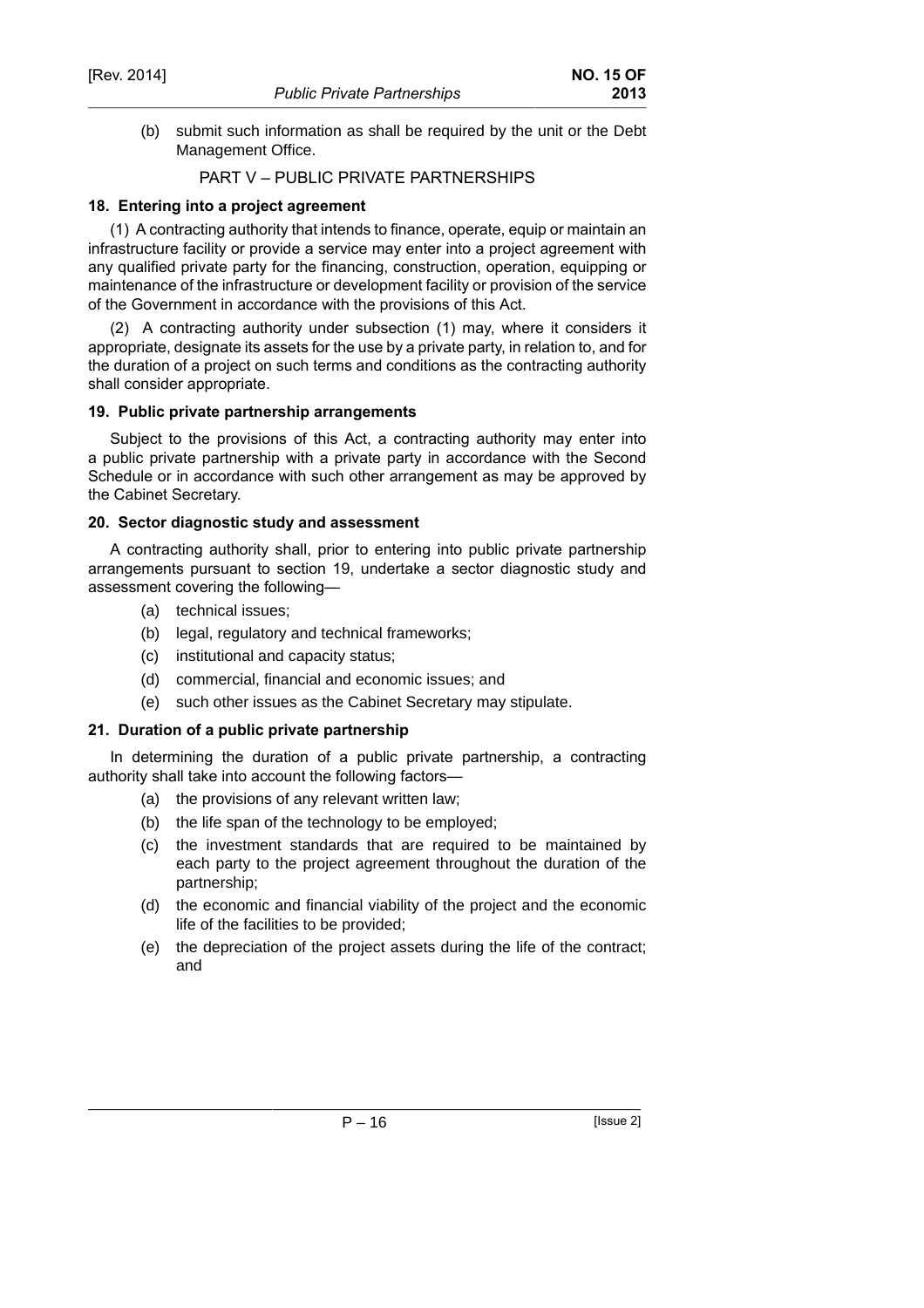(b) submit such information as shall be required by the unit or the Debt Management Office.

## PART V – PUBLIC PRIVATE PARTNERSHIPS

### 18. Entering into a project agreement

(1) A contracting authority that intends to finance, operate, equip or maintain an infrastructure facility or provide a service may enter into a project agreement with any qualified private party for the financing, construction, operation, equipping or maintenance of the infrastructure or development facility or provision of the service of the Government in accordance with the provisions of this Act.

(2) A contracting authority under subsection (1) may, where it considers it appropriate, designate its assets for the use by a private party, in relation to, and for the duration of a project on such terms and conditions as the contracting authority shall consider appropriate.

### 19. Public private partnership arrangements

Subject to the provisions of this Act, a contracting authority may enter into a public private partnership with a private party in accordance with the Second Schedule or in accordance with such other arrangement as may be approved by the Cabinet Secretary.

### 20. Sector diagnostic study and assessment

A contracting authority shall, prior to entering into public private partnership arrangements pursuant to section 19, undertake a sector diagnostic study and assessment covering the following—

(a) technical issues;

(b) legal, regulatory and technical frameworks;

(c) institutional and capacity status;

(d) commercial, financial and economic issues; and

(e) such other issues as the Cabinet Secretary may stipulate.

### 21. Duration of a public private partnership

In determining the duration of a public private partnership, a contracting authority shall take into account the following factors—

(a) the provisions of any relevant written law;

(b) the life span of the technology to be employed;

(c) the investment standards that are required to be maintained by each party to the project agreement throughout the duration of the partnership;

(d) the economic and financial viability of the project and the economic life of the facilities to be provided;

(e) the depreciation of the project assets during the life of the contract; and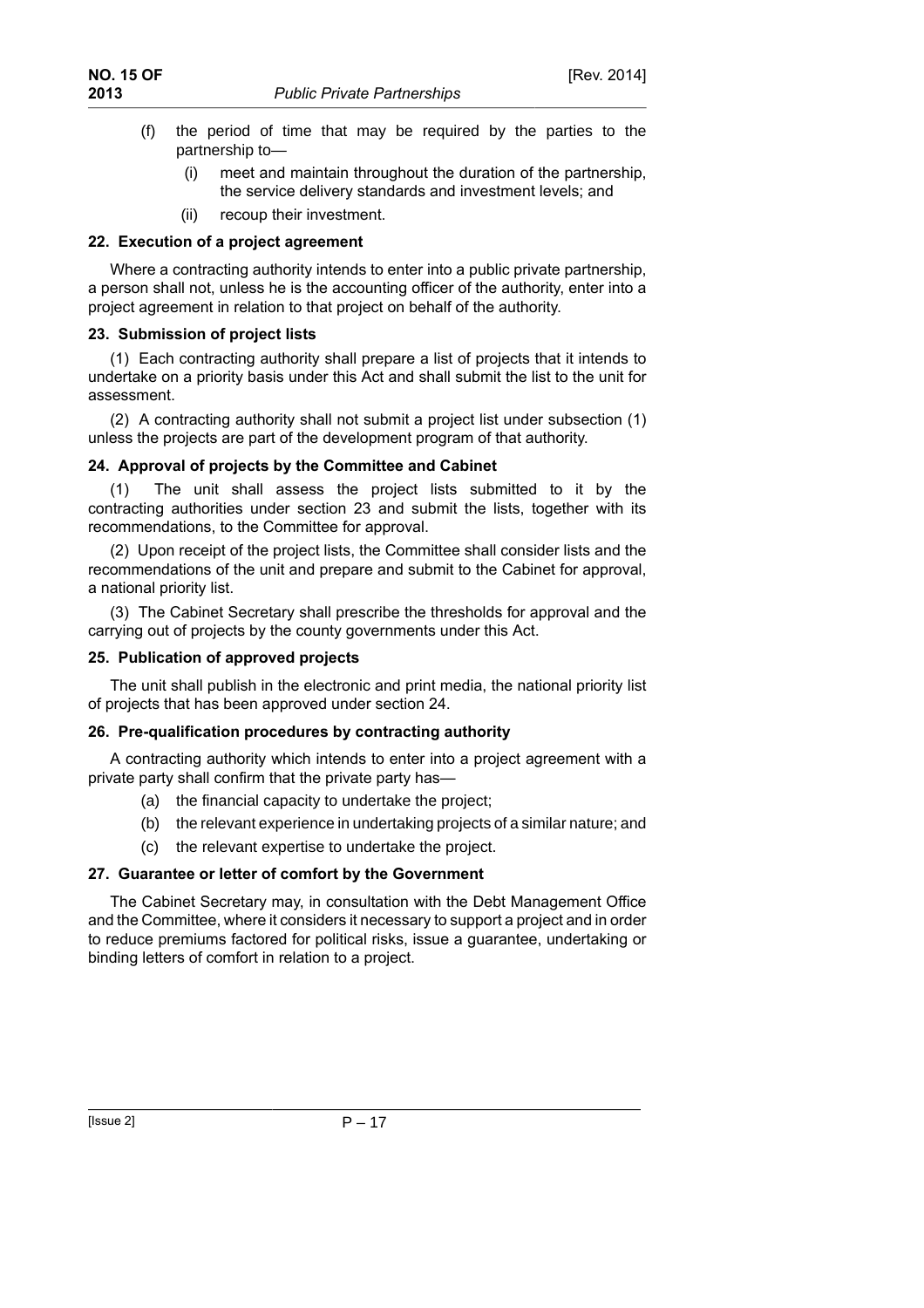(f) the period of time that may be required by the parties to the partnership to—

  (i) meet and maintain throughout the duration of the partnership, the service delivery standards and investment levels; and

  (ii) recoup their investment.

### 22. Execution of a project agreement

Where a contracting authority intends to enter into a public private partnership, a person shall not, unless he is the accounting officer of the authority, enter into a project agreement in relation to that project on behalf of the authority.

### 23. Submission of project lists

(1) Each contracting authority shall prepare a list of projects that it intends to undertake on a priority basis under this Act and shall submit the list to the unit for assessment.

(2) A contracting authority shall not submit a project list under subsection (1) unless the projects are part of the development program of that authority.

### 24. Approval of projects by the Committee and Cabinet

(1) The unit shall assess the project lists submitted to it by the contracting authorities under section 23 and submit the lists, together with its recommendations, to the Committee for approval.

(2) Upon receipt of the project lists, the Committee shall consider lists and the recommendations of the unit and prepare and submit to the Cabinet for approval, a national priority list.

(3) The Cabinet Secretary shall prescribe the thresholds for approval and the carrying out of projects by the county governments under this Act.

### 25. Publication of approved projects

The unit shall publish in the electronic and print media, the national priority list of projects that has been approved under section 24.

### 26. Pre-qualification procedures by contracting authority

A contracting authority which intends to enter into a project agreement with a private party shall confirm that the private party has—

(a) the financial capacity to undertake the project;

(b) the relevant experience in undertaking projects of a similar nature; and

(c) the relevant expertise to undertake the project.

### 27. Guarantee or letter of comfort by the Government

The Cabinet Secretary may, in consultation with the Debt Management Office and the Committee, where it considers it necessary to support a project and in order to reduce premiums factored for political risks, issue a guarantee, undertaking or binding letters of comfort in relation to a project.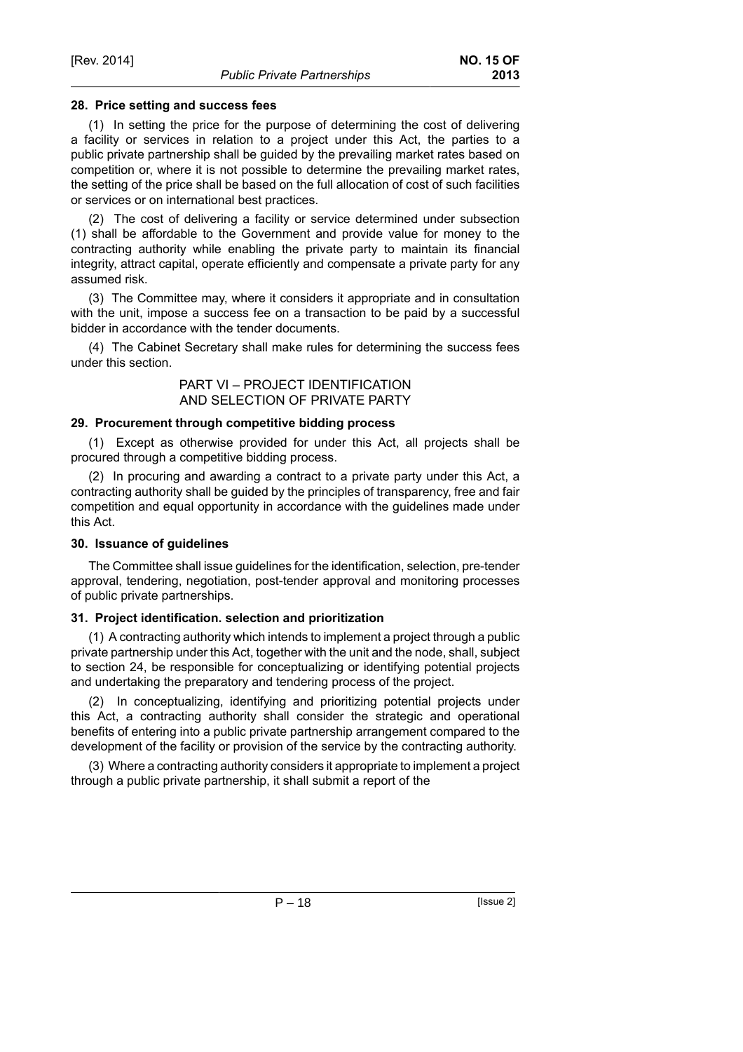### 28. Price setting and success fees

(1) In setting the price for the purpose of determining the cost of delivering a facility or services in relation to a project under this Act, the parties to a public private partnership shall be guided by the prevailing market rates based on competition or, where it is not possible to determine the prevailing market rates, the setting of the price shall be based on the full allocation of cost of such facilities or services or on international best practices.

(2) The cost of delivering a facility or service determined under subsection (1) shall be affordable to the Government and provide value for money to the contracting authority while enabling the private party to maintain its financial integrity, attract capital, operate efficiently and compensate a private party for any assumed risk.

(3) The Committee may, where it considers it appropriate and in consultation with the unit, impose a success fee on a transaction to be paid by a successful bidder in accordance with the tender documents.

(4) The Cabinet Secretary shall make rules for determining the success fees under this section.

## PART VI – PROJECT IDENTIFICATION AND SELECTION OF PRIVATE PARTY

### 29. Procurement through competitive bidding process

(1) Except as otherwise provided for under this Act, all projects shall be procured through a competitive bidding process.

(2) In procuring and awarding a contract to a private party under this Act, a contracting authority shall be guided by the principles of transparency, free and fair competition and equal opportunity in accordance with the guidelines made under this Act.

### 30. Issuance of guidelines

The Committee shall issue guidelines for the identification, selection, pre-tender approval, tendering, negotiation, post-tender approval and monitoring processes of public private partnerships.

### 31. Project identification. selection and prioritization

(1) A contracting authority which intends to implement a project through a public private partnership under this Act, together with the unit and the node, shall, subject to section 24, be responsible for conceptualizing or identifying potential projects and undertaking the preparatory and tendering process of the project.

(2) In conceptualizing, identifying and prioritizing potential projects under this Act, a contracting authority shall consider the strategic and operational benefits of entering into a public private partnership arrangement compared to the development of the facility or provision of the service by the contracting authority.

(3) Where a contracting authority considers it appropriate to implement a project through a public private partnership, it shall submit a report of the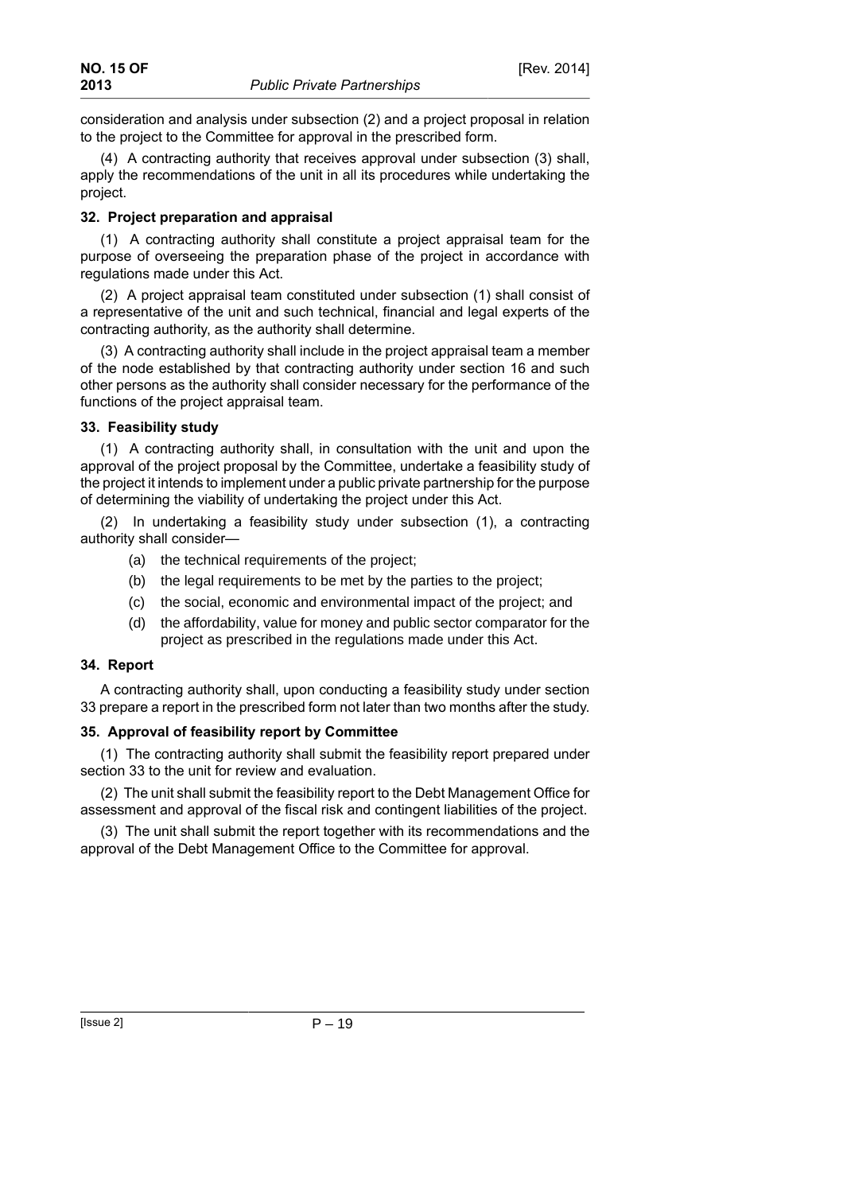consideration and analysis under subsection (2) and a project proposal in relation to the project to the Committee for approval in the prescribed form.

(4) A contracting authority that receives approval under subsection (3) shall, apply the recommendations of the unit in all its procedures while undertaking the project.

**32. Project preparation and appraisal**

(1) A contracting authority shall constitute a project appraisal team for the purpose of overseeing the preparation phase of the project in accordance with regulations made under this Act.

(2) A project appraisal team constituted under subsection (1) shall consist of a representative of the unit and such technical, financial and legal experts of the contracting authority, as the authority shall determine.

(3) A contracting authority shall include in the project appraisal team a member of the node established by that contracting authority under section 16 and such other persons as the authority shall consider necessary for the performance of the functions of the project appraisal team.

**33. Feasibility study**

(1) A contracting authority shall, in consultation with the unit and upon the approval of the project proposal by the Committee, undertake a feasibility study of the project it intends to implement under a public private partnership for the purpose of determining the viability of undertaking the project under this Act.

(2) In undertaking a feasibility study under subsection (1), a contracting authority shall consider—

(a) the technical requirements of the project;

(b) the legal requirements to be met by the parties to the project;

(c) the social, economic and environmental impact of the project; and

(d) the affordability, value for money and public sector comparator for the project as prescribed in the regulations made under this Act.

**34. Report**

A contracting authority shall, upon conducting a feasibility study under section 33 prepare a report in the prescribed form not later than two months after the study.

**35. Approval of feasibility report by Committee**

(1) The contracting authority shall submit the feasibility report prepared under section 33 to the unit for review and evaluation.

(2) The unit shall submit the feasibility report to the Debt Management Office for assessment and approval of the fiscal risk and contingent liabilities of the project.

(3) The unit shall submit the report together with its recommendations and the approval of the Debt Management Office to the Committee for approval.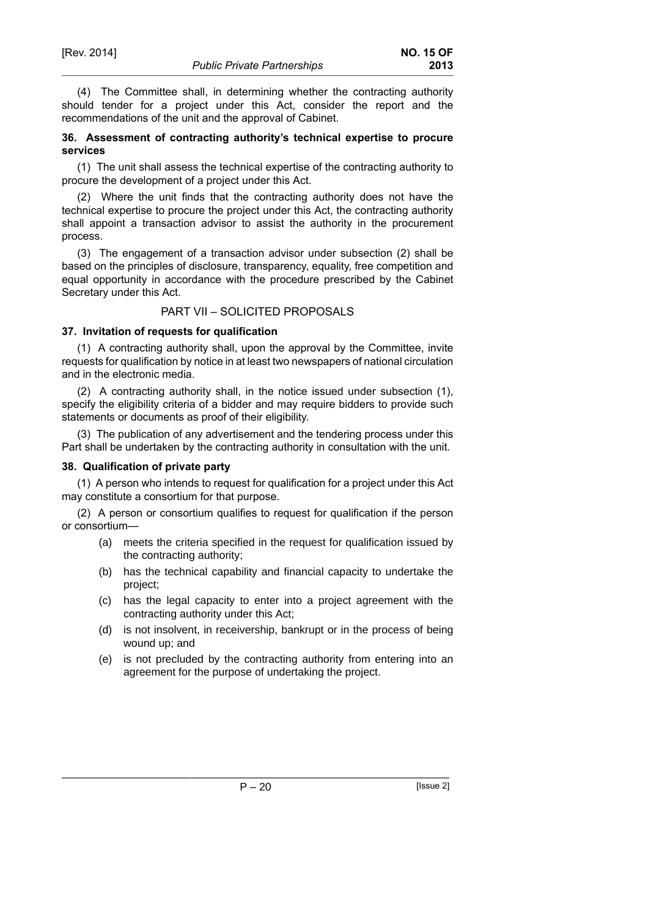(4) The Committee shall, in determining whether the contracting authority should tender for a project under this Act, consider the report and the recommendations of the unit and the approval of Cabinet.

**36. Assessment of contracting authority's technical expertise to procure services**

(1) The unit shall assess the technical expertise of the contracting authority to procure the development of a project under this Act.

(2) Where the unit finds that the contracting authority does not have the technical expertise to procure the project under this Act, the contracting authority shall appoint a transaction advisor to assist the authority in the procurement process.

(3) The engagement of a transaction advisor under subsection (2) shall be based on the principles of disclosure, transparency, equality, free competition and equal opportunity in accordance with the procedure prescribed by the Cabinet Secretary under this Act.

## PART VII – SOLICITED PROPOSALS

**37. Invitation of requests for qualification**

(1) A contracting authority shall, upon the approval by the Committee, invite requests for qualification by notice in at least two newspapers of national circulation and in the electronic media.

(2) A contracting authority shall, in the notice issued under subsection (1), specify the eligibility criteria of a bidder and may require bidders to provide such statements or documents as proof of their eligibility.

(3) The publication of any advertisement and the tendering process under this Part shall be undertaken by the contracting authority in consultation with the unit.

**38. Qualification of private party**

(1) A person who intends to request for qualification for a project under this Act may constitute a consortium for that purpose.

(2) A person or consortium qualifies to request for qualification if the person or consortium—

(a) meets the criteria specified in the request for qualification issued by the contracting authority;

(b) has the technical capability and financial capacity to undertake the project;

(c) has the legal capacity to enter into a project agreement with the contracting authority under this Act;

(d) is not insolvent, in receivership, bankrupt or in the process of being wound up; and

(e) is not precluded by the contracting authority from entering into an agreement for the purpose of undertaking the project.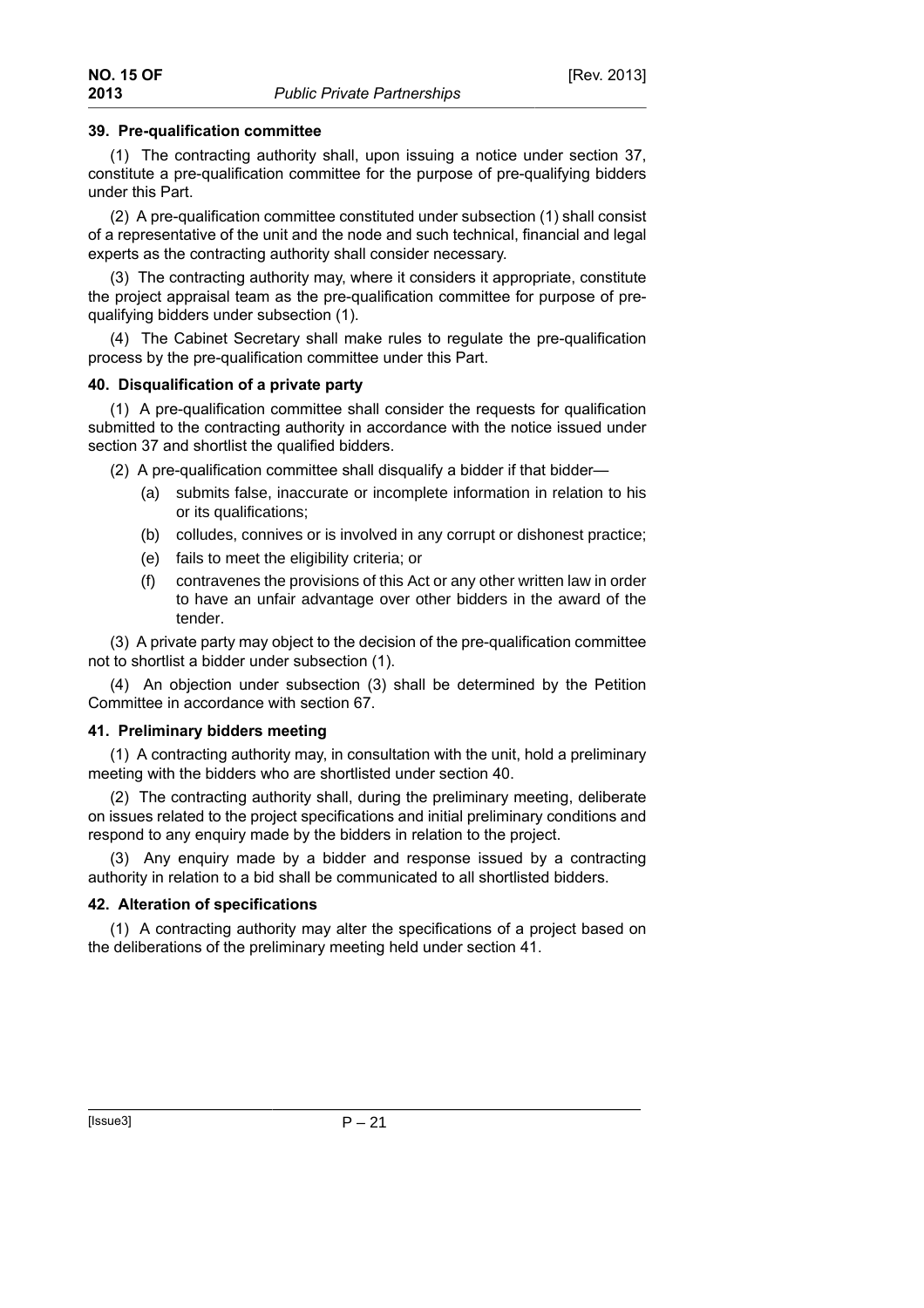### 39. Pre-qualification committee

(1) The contracting authority shall, upon issuing a notice under section 37, constitute a pre-qualification committee for the purpose of pre-qualifying bidders under this Part.

(2) A pre-qualification committee constituted under subsection (1) shall consist of a representative of the unit and the node and such technical, financial and legal experts as the contracting authority shall consider necessary.

(3) The contracting authority may, where it considers it appropriate, constitute the project appraisal team as the pre-qualification committee for purpose of pre-qualifying bidders under subsection (1).

(4) The Cabinet Secretary shall make rules to regulate the pre-qualification process by the pre-qualification committee under this Part.

### 40. Disqualification of a private party

(1) A pre-qualification committee shall consider the requests for qualification submitted to the contracting authority in accordance with the notice issued under section 37 and shortlist the qualified bidders.

(2) A pre-qualification committee shall disqualify a bidder if that bidder—

- (a) submits false, inaccurate or incomplete information in relation to his or its qualifications;
- (b) colludes, connives or is involved in any corrupt or dishonest practice;
- (e) fails to meet the eligibility criteria; or
- (f) contravenes the provisions of this Act or any other written law in order to have an unfair advantage over other bidders in the award of the tender.

(3) A private party may object to the decision of the pre-qualification committee not to shortlist a bidder under subsection (1).

(4) An objection under subsection (3) shall be determined by the Petition Committee in accordance with section 67.

### 41. Preliminary bidders meeting

(1) A contracting authority may, in consultation with the unit, hold a preliminary meeting with the bidders who are shortlisted under section 40.

(2) The contracting authority shall, during the preliminary meeting, deliberate on issues related to the project specifications and initial preliminary conditions and respond to any enquiry made by the bidders in relation to the project.

(3) Any enquiry made by a bidder and response issued by a contracting authority in relation to a bid shall be communicated to all shortlisted bidders.

### 42. Alteration of specifications

(1) A contracting authority may alter the specifications of a project based on the deliberations of the preliminary meeting held under section 41.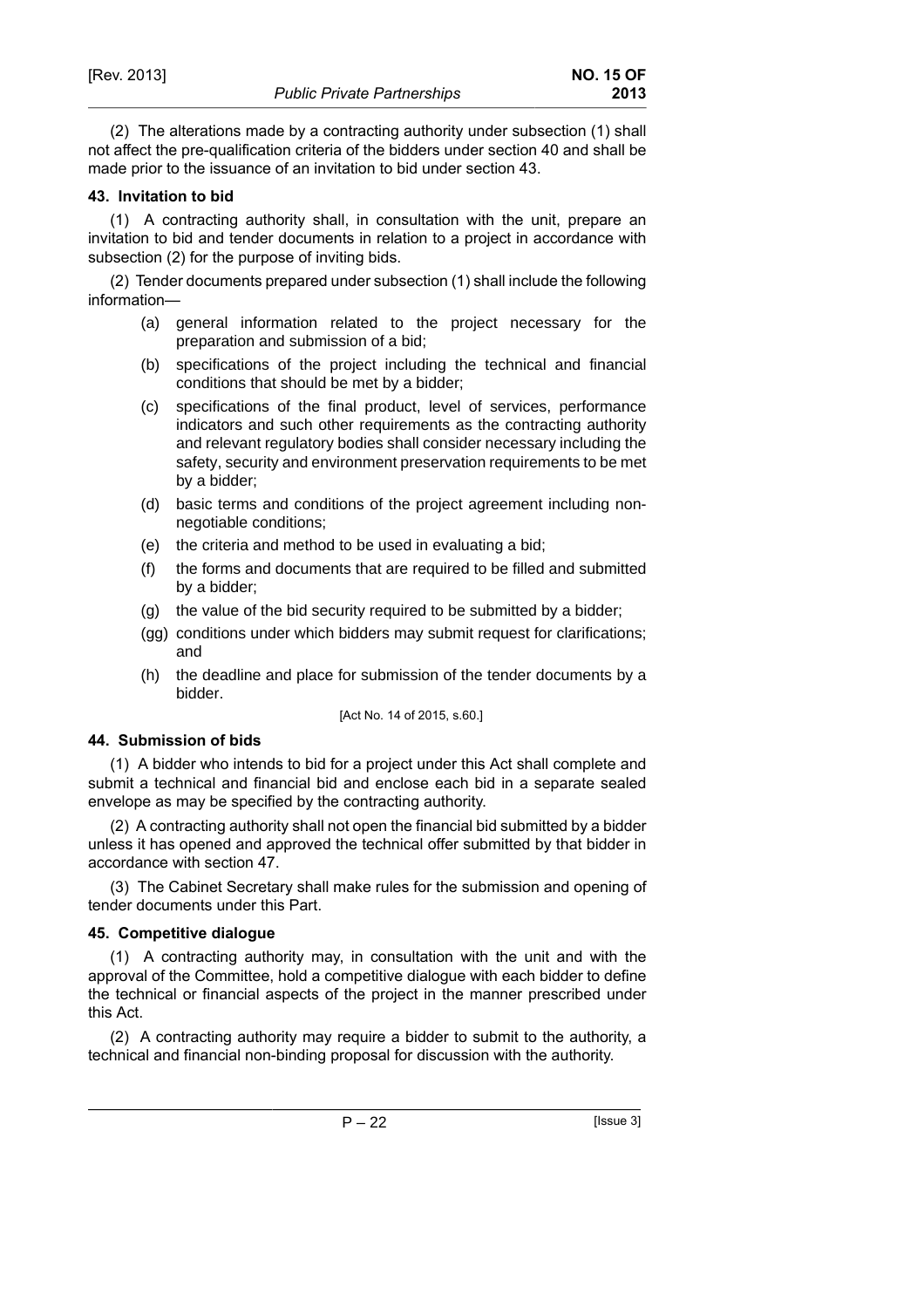(2) The alterations made by a contracting authority under subsection (1) shall not affect the pre-qualification criteria of the bidders under section 40 and shall be made prior to the issuance of an invitation to bid under section 43.

### 43. Invitation to bid

(1) A contracting authority shall, in consultation with the unit, prepare an invitation to bid and tender documents in relation to a project in accordance with subsection (2) for the purpose of inviting bids.

(2) Tender documents prepared under subsection (1) shall include the following information—

- (a) general information related to the project necessary for the preparation and submission of a bid;
- (b) specifications of the project including the technical and financial conditions that should be met by a bidder;
- (c) specifications of the final product, level of services, performance indicators and such other requirements as the contracting authority and relevant regulatory bodies shall consider necessary including the safety, security and environment preservation requirements to be met by a bidder;
- (d) basic terms and conditions of the project agreement including non-negotiable conditions;
- (e) the criteria and method to be used in evaluating a bid;
- (f) the forms and documents that are required to be filled and submitted by a bidder;
- (g) the value of the bid security required to be submitted by a bidder;
- (gg) conditions under which bidders may submit request for clarifications; and
- (h) the deadline and place for submission of the tender documents by a bidder.

[Act No. 14 of 2015, s.60.]

### 44. Submission of bids

(1) A bidder who intends to bid for a project under this Act shall complete and submit a technical and financial bid and enclose each bid in a separate sealed envelope as may be specified by the contracting authority.

(2) A contracting authority shall not open the financial bid submitted by a bidder unless it has opened and approved the technical offer submitted by that bidder in accordance with section 47.

(3) The Cabinet Secretary shall make rules for the submission and opening of tender documents under this Part.

### 45. Competitive dialogue

(1) A contracting authority may, in consultation with the unit and with the approval of the Committee, hold a competitive dialogue with each bidder to define the technical or financial aspects of the project in the manner prescribed under this Act.

(2) A contracting authority may require a bidder to submit to the authority, a technical and financial non-binding proposal for discussion with the authority.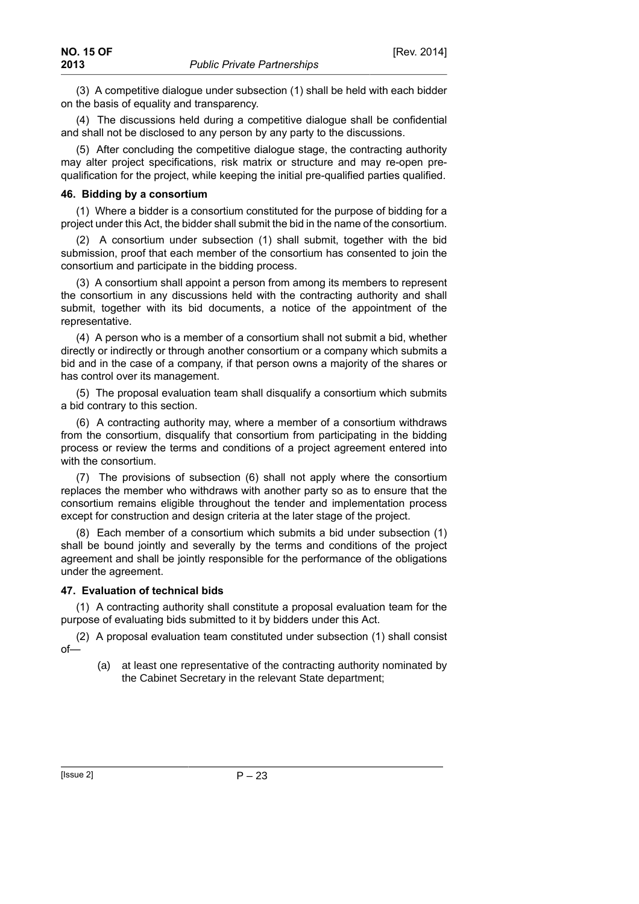(3) A competitive dialogue under subsection (1) shall be held with each bidder on the basis of equality and transparency.

(4) The discussions held during a competitive dialogue shall be confidential and shall not be disclosed to any person by any party to the discussions.

(5) After concluding the competitive dialogue stage, the contracting authority may alter project specifications, risk matrix or structure and may re-open pre-qualification for the project, while keeping the initial pre-qualified parties qualified.

### 46. Bidding by a consortium

(1) Where a bidder is a consortium constituted for the purpose of bidding for a project under this Act, the bidder shall submit the bid in the name of the consortium.

(2) A consortium under subsection (1) shall submit, together with the bid submission, proof that each member of the consortium has consented to join the consortium and participate in the bidding process.

(3) A consortium shall appoint a person from among its members to represent the consortium in any discussions held with the contracting authority and shall submit, together with its bid documents, a notice of the appointment of the representative.

(4) A person who is a member of a consortium shall not submit a bid, whether directly or indirectly or through another consortium or a company which submits a bid and in the case of a company, if that person owns a majority of the shares or has control over its management.

(5) The proposal evaluation team shall disqualify a consortium which submits a bid contrary to this section.

(6) A contracting authority may, where a member of a consortium withdraws from the consortium, disqualify that consortium from participating in the bidding process or review the terms and conditions of a project agreement entered into with the consortium.

(7) The provisions of subsection (6) shall not apply where the consortium replaces the member who withdraws with another party so as to ensure that the consortium remains eligible throughout the tender and implementation process except for construction and design criteria at the later stage of the project.

(8) Each member of a consortium which submits a bid under subsection (1) shall be bound jointly and severally by the terms and conditions of the project agreement and shall be jointly responsible for the performance of the obligations under the agreement.

### 47. Evaluation of technical bids

(1) A contracting authority shall constitute a proposal evaluation team for the purpose of evaluating bids submitted to it by bidders under this Act.

(2) A proposal evaluation team constituted under subsection (1) shall consist of—

(a) at least one representative of the contracting authority nominated by the Cabinet Secretary in the relevant State department;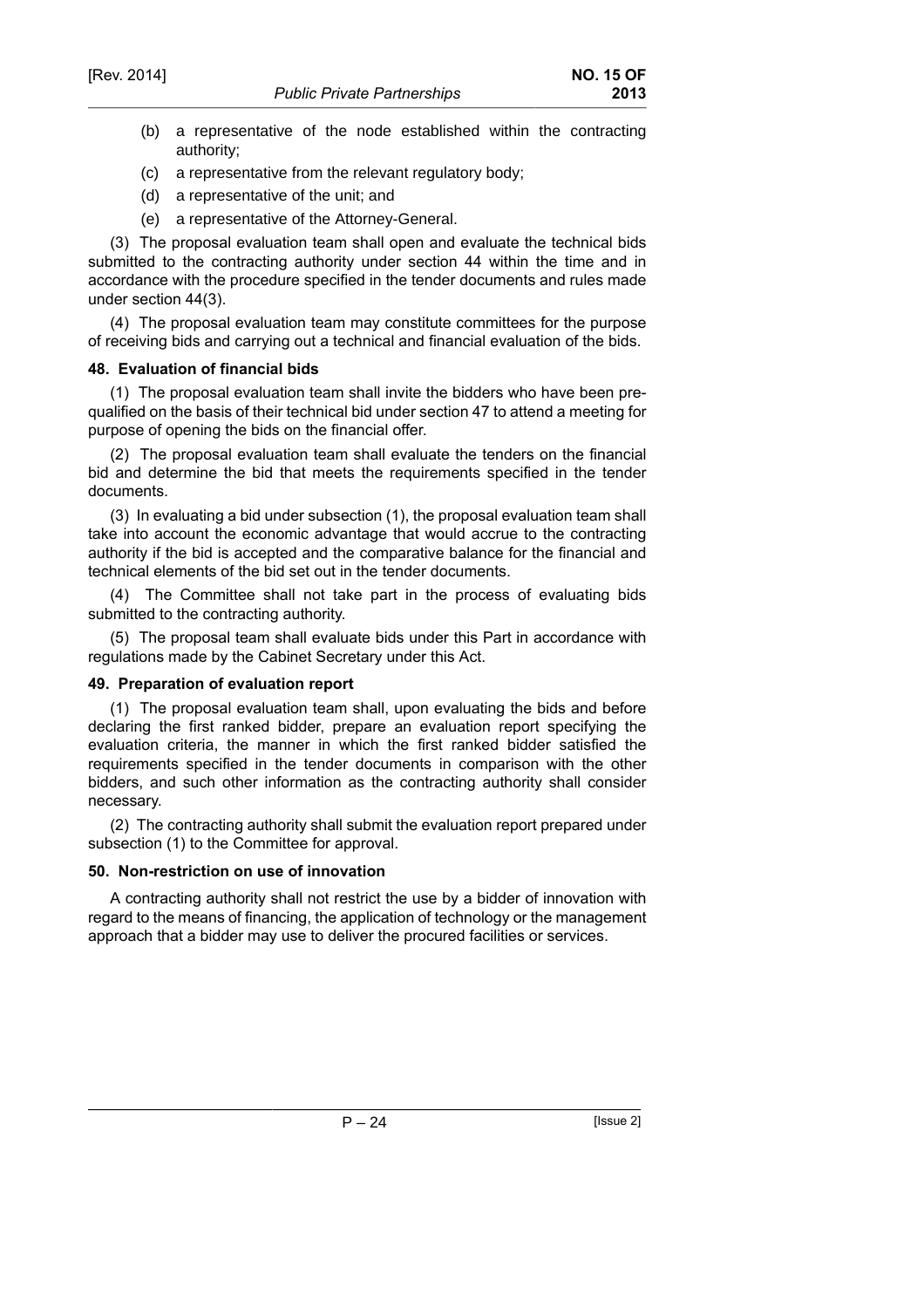(b) a representative of the node established within the contracting authority;

(c) a representative from the relevant regulatory body;

(d) a representative of the unit; and

(e) a representative of the Attorney-General.

(3) The proposal evaluation team shall open and evaluate the technical bids submitted to the contracting authority under section 44 within the time and in accordance with the procedure specified in the tender documents and rules made under section 44(3).

(4) The proposal evaluation team may constitute committees for the purpose of receiving bids and carrying out a technical and financial evaluation of the bids.

**48. Evaluation of financial bids**

(1) The proposal evaluation team shall invite the bidders who have been pre-qualified on the basis of their technical bid under section 47 to attend a meeting for purpose of opening the bids on the financial offer.

(2) The proposal evaluation team shall evaluate the tenders on the financial bid and determine the bid that meets the requirements specified in the tender documents.

(3) In evaluating a bid under subsection (1), the proposal evaluation team shall take into account the economic advantage that would accrue to the contracting authority if the bid is accepted and the comparative balance for the financial and technical elements of the bid set out in the tender documents.

(4) The Committee shall not take part in the process of evaluating bids submitted to the contracting authority.

(5) The proposal team shall evaluate bids under this Part in accordance with regulations made by the Cabinet Secretary under this Act.

**49. Preparation of evaluation report**

(1) The proposal evaluation team shall, upon evaluating the bids and before declaring the first ranked bidder, prepare an evaluation report specifying the evaluation criteria, the manner in which the first ranked bidder satisfied the requirements specified in the tender documents in comparison with the other bidders, and such other information as the contracting authority shall consider necessary.

(2) The contracting authority shall submit the evaluation report prepared under subsection (1) to the Committee for approval.

**50. Non-restriction on use of innovation**

A contracting authority shall not restrict the use by a bidder of innovation with regard to the means of financing, the application of technology or the management approach that a bidder may use to deliver the procured facilities or services.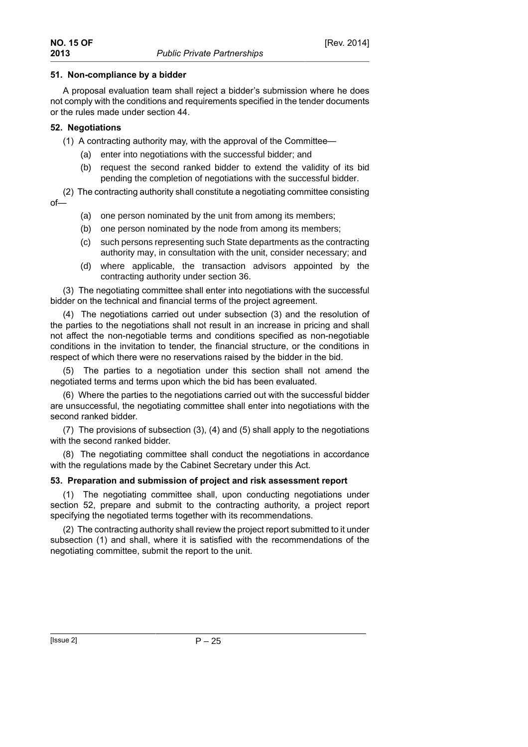**51. Non-compliance by a bidder**

A proposal evaluation team shall reject a bidder's submission where he does not comply with the conditions and requirements specified in the tender documents or the rules made under section 44.

**52. Negotiations**

(1) A contracting authority may, with the approval of the Committee—

(a) enter into negotiations with the successful bidder; and

(b) request the second ranked bidder to extend the validity of its bid pending the completion of negotiations with the successful bidder.

(2) The contracting authority shall constitute a negotiating committee consisting of—

(a) one person nominated by the unit from among its members;

(b) one person nominated by the node from among its members;

(c) such persons representing such State departments as the contracting authority may, in consultation with the unit, consider necessary; and

(d) where applicable, the transaction advisors appointed by the contracting authority under section 36.

(3) The negotiating committee shall enter into negotiations with the successful bidder on the technical and financial terms of the project agreement.

(4) The negotiations carried out under subsection (3) and the resolution of the parties to the negotiations shall not result in an increase in pricing and shall not affect the non-negotiable terms and conditions specified as non-negotiable conditions in the invitation to tender, the financial structure, or the conditions in respect of which there were no reservations raised by the bidder in the bid.

(5) The parties to a negotiation under this section shall not amend the negotiated terms and terms upon which the bid has been evaluated.

(6) Where the parties to the negotiations carried out with the successful bidder are unsuccessful, the negotiating committee shall enter into negotiations with the second ranked bidder.

(7) The provisions of subsection (3), (4) and (5) shall apply to the negotiations with the second ranked bidder.

(8) The negotiating committee shall conduct the negotiations in accordance with the regulations made by the Cabinet Secretary under this Act.

**53. Preparation and submission of project and risk assessment report**

(1) The negotiating committee shall, upon conducting negotiations under section 52, prepare and submit to the contracting authority, a project report specifying the negotiated terms together with its recommendations.

(2) The contracting authority shall review the project report submitted to it under subsection (1) and shall, where it is satisfied with the recommendations of the negotiating committee, submit the report to the unit.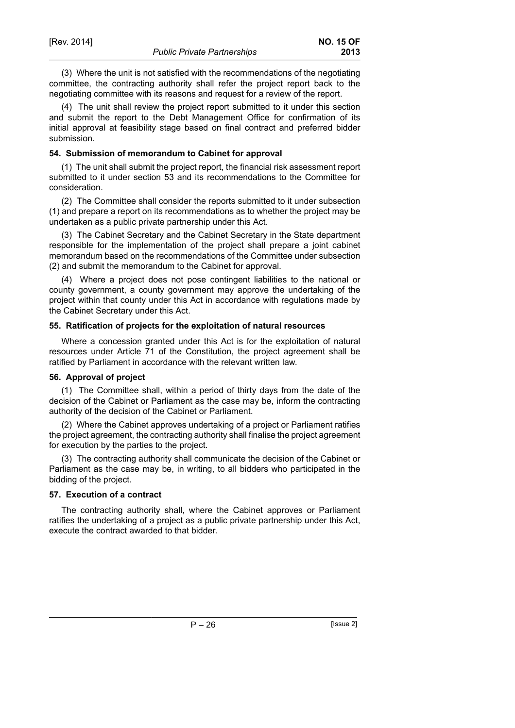(3) Where the unit is not satisfied with the recommendations of the negotiating committee, the contracting authority shall refer the project report back to the negotiating committee with its reasons and request for a review of the report.

(4) The unit shall review the project report submitted to it under this section and submit the report to the Debt Management Office for confirmation of its initial approval at feasibility stage based on final contract and preferred bidder submission.

**54. Submission of memorandum to Cabinet for approval**

(1) The unit shall submit the project report, the financial risk assessment report submitted to it under section 53 and its recommendations to the Committee for consideration.

(2) The Committee shall consider the reports submitted to it under subsection (1) and prepare a report on its recommendations as to whether the project may be undertaken as a public private partnership under this Act.

(3) The Cabinet Secretary and the Cabinet Secretary in the State department responsible for the implementation of the project shall prepare a joint cabinet memorandum based on the recommendations of the Committee under subsection (2) and submit the memorandum to the Cabinet for approval.

(4) Where a project does not pose contingent liabilities to the national or county government, a county government may approve the undertaking of the project within that county under this Act in accordance with regulations made by the Cabinet Secretary under this Act.

**55. Ratification of projects for the exploitation of natural resources**

Where a concession granted under this Act is for the exploitation of natural resources under Article 71 of the Constitution, the project agreement shall be ratified by Parliament in accordance with the relevant written law.

**56. Approval of project**

(1) The Committee shall, within a period of thirty days from the date of the decision of the Cabinet or Parliament as the case may be, inform the contracting authority of the decision of the Cabinet or Parliament.

(2) Where the Cabinet approves undertaking of a project or Parliament ratifies the project agreement, the contracting authority shall finalise the project agreement for execution by the parties to the project.

(3) The contracting authority shall communicate the decision of the Cabinet or Parliament as the case may be, in writing, to all bidders who participated in the bidding of the project.

**57. Execution of a contract**

The contracting authority shall, where the Cabinet approves or Parliament ratifies the undertaking of a project as a public private partnership under this Act, execute the contract awarded to that bidder.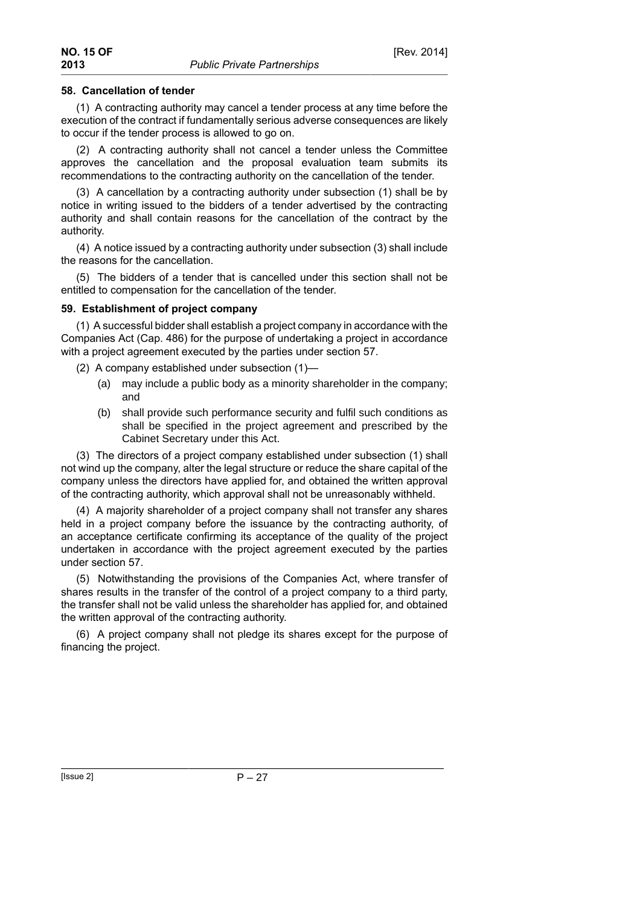#### 58. Cancellation of tender

(1) A contracting authority may cancel a tender process at any time before the execution of the contract if fundamentally serious adverse consequences are likely to occur if the tender process is allowed to go on.

(2) A contracting authority shall not cancel a tender unless the Committee approves the cancellation and the proposal evaluation team submits its recommendations to the contracting authority on the cancellation of the tender.

(3) A cancellation by a contracting authority under subsection (1) shall be by notice in writing issued to the bidders of a tender advertised by the contracting authority and shall contain reasons for the cancellation of the contract by the authority.

(4) A notice issued by a contracting authority under subsection (3) shall include the reasons for the cancellation.

(5) The bidders of a tender that is cancelled under this section shall not be entitled to compensation for the cancellation of the tender.

#### 59. Establishment of project company

(1) A successful bidder shall establish a project company in accordance with the Companies Act (Cap. 486) for the purpose of undertaking a project in accordance with a project agreement executed by the parties under section 57.

(2) A company established under subsection (1)—

(a) may include a public body as a minority shareholder in the company; and

(b) shall provide such performance security and fulfil such conditions as shall be specified in the project agreement and prescribed by the Cabinet Secretary under this Act.

(3) The directors of a project company established under subsection (1) shall not wind up the company, alter the legal structure or reduce the share capital of the company unless the directors have applied for, and obtained the written approval of the contracting authority, which approval shall not be unreasonably withheld.

(4) A majority shareholder of a project company shall not transfer any shares held in a project company before the issuance by the contracting authority, of an acceptance certificate confirming its acceptance of the quality of the project undertaken in accordance with the project agreement executed by the parties under section 57.

(5) Notwithstanding the provisions of the Companies Act, where transfer of shares results in the transfer of the control of a project company to a third party, the transfer shall not be valid unless the shareholder has applied for, and obtained the written approval of the contracting authority.

(6) A project company shall not pledge its shares except for the purpose of financing the project.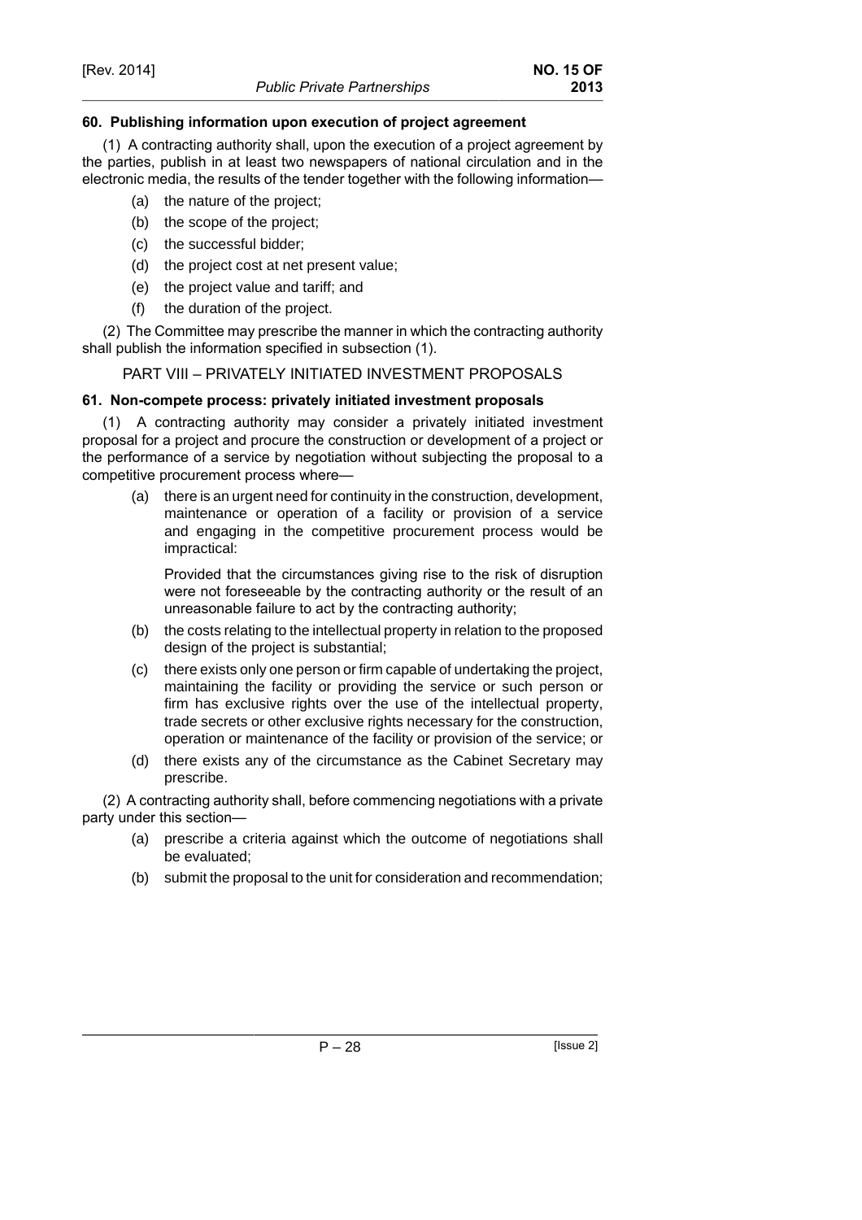### 60. Publishing information upon execution of project agreement

(1) A contracting authority shall, upon the execution of a project agreement by the parties, publish in at least two newspapers of national circulation and in the electronic media, the results of the tender together with the following information—

- (a) the nature of the project;
- (b) the scope of the project;
- (c) the successful bidder;
- (d) the project cost at net present value;
- (e) the project value and tariff; and
- (f) the duration of the project.

(2) The Committee may prescribe the manner in which the contracting authority shall publish the information specified in subsection (1).

## PART VIII – PRIVATELY INITIATED INVESTMENT PROPOSALS

### 61. Non-compete process: privately initiated investment proposals

(1) A contracting authority may consider a privately initiated investment proposal for a project and procure the construction or development of a project or the performance of a service by negotiation without subjecting the proposal to a competitive procurement process where—

- (a) there is an urgent need for continuity in the construction, development, maintenance or operation of a facility or provision of a service and engaging in the competitive procurement process would be impractical:

  Provided that the circumstances giving rise to the risk of disruption were not foreseeable by the contracting authority or the result of an unreasonable failure to act by the contracting authority;
- (b) the costs relating to the intellectual property in relation to the proposed design of the project is substantial;
- (c) there exists only one person or firm capable of undertaking the project, maintaining the facility or providing the service or such person or firm has exclusive rights over the use of the intellectual property, trade secrets or other exclusive rights necessary for the construction, operation or maintenance of the facility or provision of the service; or
- (d) there exists any of the circumstance as the Cabinet Secretary may prescribe.

(2) A contracting authority shall, before commencing negotiations with a private party under this section—

- (a) prescribe a criteria against which the outcome of negotiations shall be evaluated;
- (b) submit the proposal to the unit for consideration and recommendation;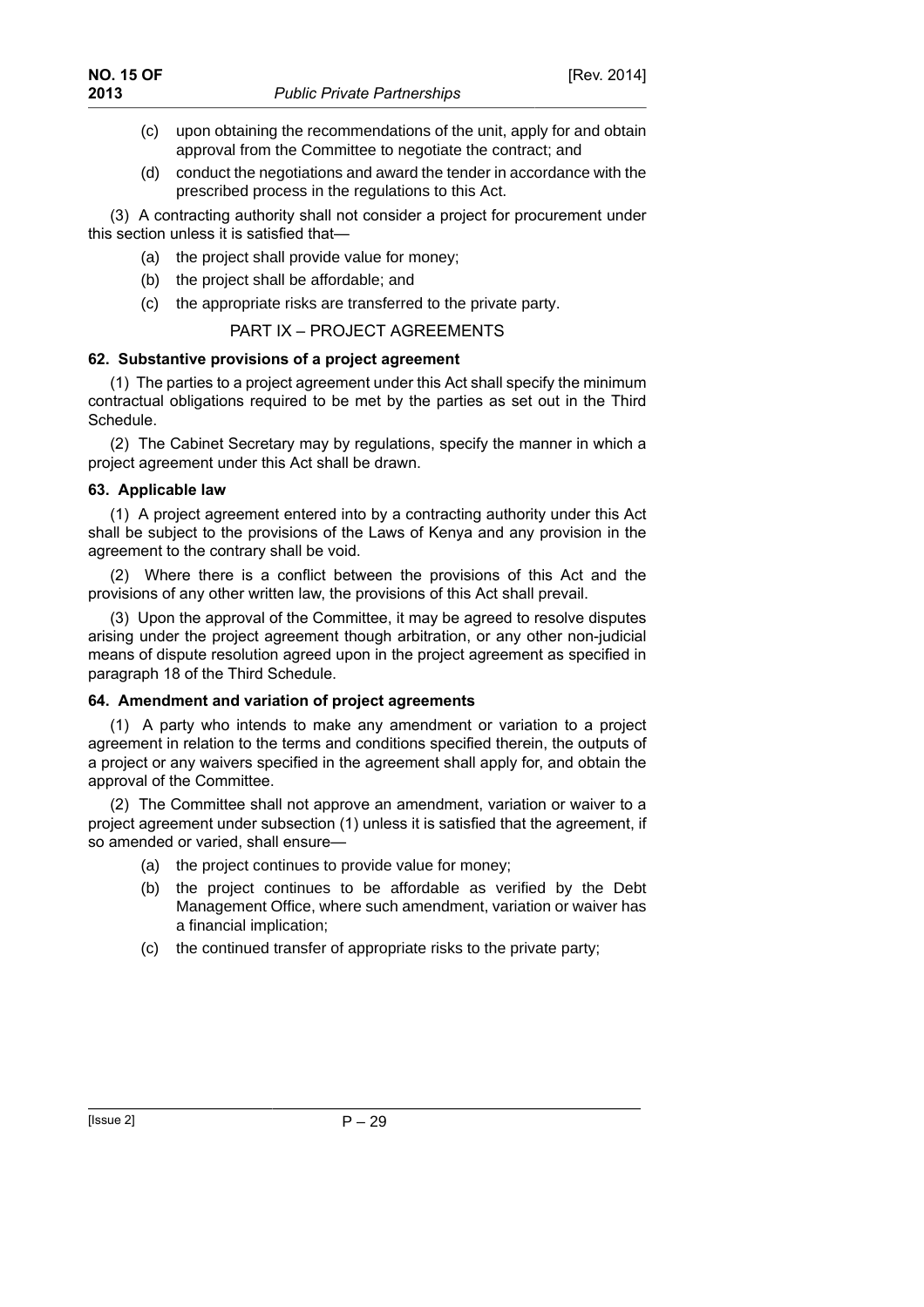(c) upon obtaining the recommendations of the unit, apply for and obtain approval from the Committee to negotiate the contract; and

(d) conduct the negotiations and award the tender in accordance with the prescribed process in the regulations to this Act.

(3) A contracting authority shall not consider a project for procurement under this section unless it is satisfied that—

(a) the project shall provide value for money;

(b) the project shall be affordable; and

(c) the appropriate risks are transferred to the private party.

## PART IX – PROJECT AGREEMENTS

### 62. Substantive provisions of a project agreement

(1) The parties to a project agreement under this Act shall specify the minimum contractual obligations required to be met by the parties as set out in the Third Schedule.

(2) The Cabinet Secretary may by regulations, specify the manner in which a project agreement under this Act shall be drawn.

### 63. Applicable law

(1) A project agreement entered into by a contracting authority under this Act shall be subject to the provisions of the Laws of Kenya and any provision in the agreement to the contrary shall be void.

(2) Where there is a conflict between the provisions of this Act and the provisions of any other written law, the provisions of this Act shall prevail.

(3) Upon the approval of the Committee, it may be agreed to resolve disputes arising under the project agreement though arbitration, or any other non-judicial means of dispute resolution agreed upon in the project agreement as specified in paragraph 18 of the Third Schedule.

### 64. Amendment and variation of project agreements

(1) A party who intends to make any amendment or variation to a project agreement in relation to the terms and conditions specified therein, the outputs of a project or any waivers specified in the agreement shall apply for, and obtain the approval of the Committee.

(2) The Committee shall not approve an amendment, variation or waiver to a project agreement under subsection (1) unless it is satisfied that the agreement, if so amended or varied, shall ensure—

(a) the project continues to provide value for money;

(b) the project continues to be affordable as verified by the Debt Management Office, where such amendment, variation or waiver has a financial implication;

(c) the continued transfer of appropriate risks to the private party;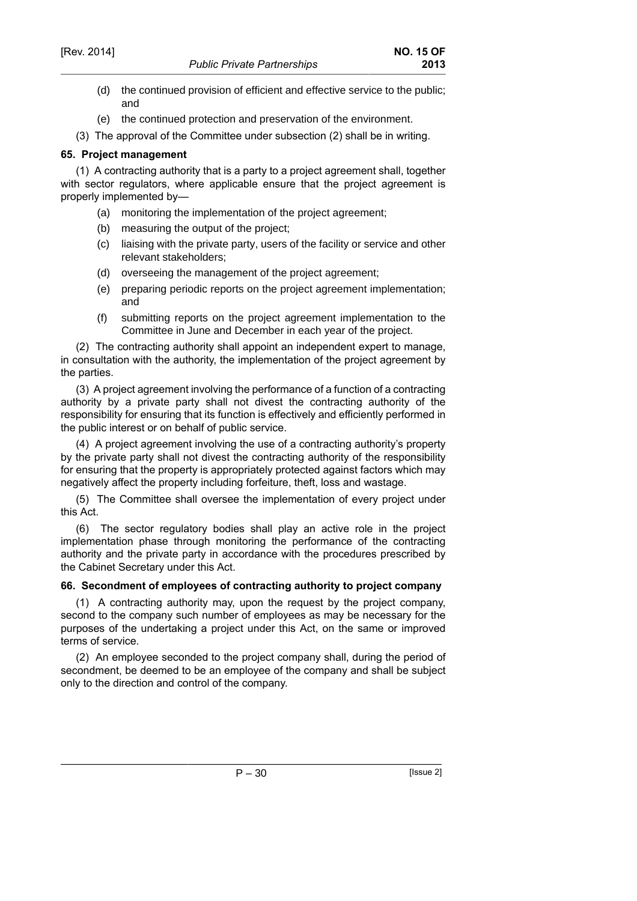(d) the continued provision of efficient and effective service to the public; and

(e) the continued protection and preservation of the environment.

(3) The approval of the Committee under subsection (2) shall be in writing.

**65. Project management**

(1) A contracting authority that is a party to a project agreement shall, together with sector regulators, where applicable ensure that the project agreement is properly implemented by—

(a) monitoring the implementation of the project agreement;

(b) measuring the output of the project;

(c) liaising with the private party, users of the facility or service and other relevant stakeholders;

(d) overseeing the management of the project agreement;

(e) preparing periodic reports on the project agreement implementation; and

(f) submitting reports on the project agreement implementation to the Committee in June and December in each year of the project.

(2) The contracting authority shall appoint an independent expert to manage, in consultation with the authority, the implementation of the project agreement by the parties.

(3) A project agreement involving the performance of a function of a contracting authority by a private party shall not divest the contracting authority of the responsibility for ensuring that its function is effectively and efficiently performed in the public interest or on behalf of public service.

(4) A project agreement involving the use of a contracting authority's property by the private party shall not divest the contracting authority of the responsibility for ensuring that the property is appropriately protected against factors which may negatively affect the property including forfeiture, theft, loss and wastage.

(5) The Committee shall oversee the implementation of every project under this Act.

(6) The sector regulatory bodies shall play an active role in the project implementation phase through monitoring the performance of the contracting authority and the private party in accordance with the procedures prescribed by the Cabinet Secretary under this Act.

**66. Secondment of employees of contracting authority to project company**

(1) A contracting authority may, upon the request by the project company, second to the company such number of employees as may be necessary for the purposes of the undertaking a project under this Act, on the same or improved terms of service.

(2) An employee seconded to the project company shall, during the period of secondment, be deemed to be an employee of the company and shall be subject only to the direction and control of the company.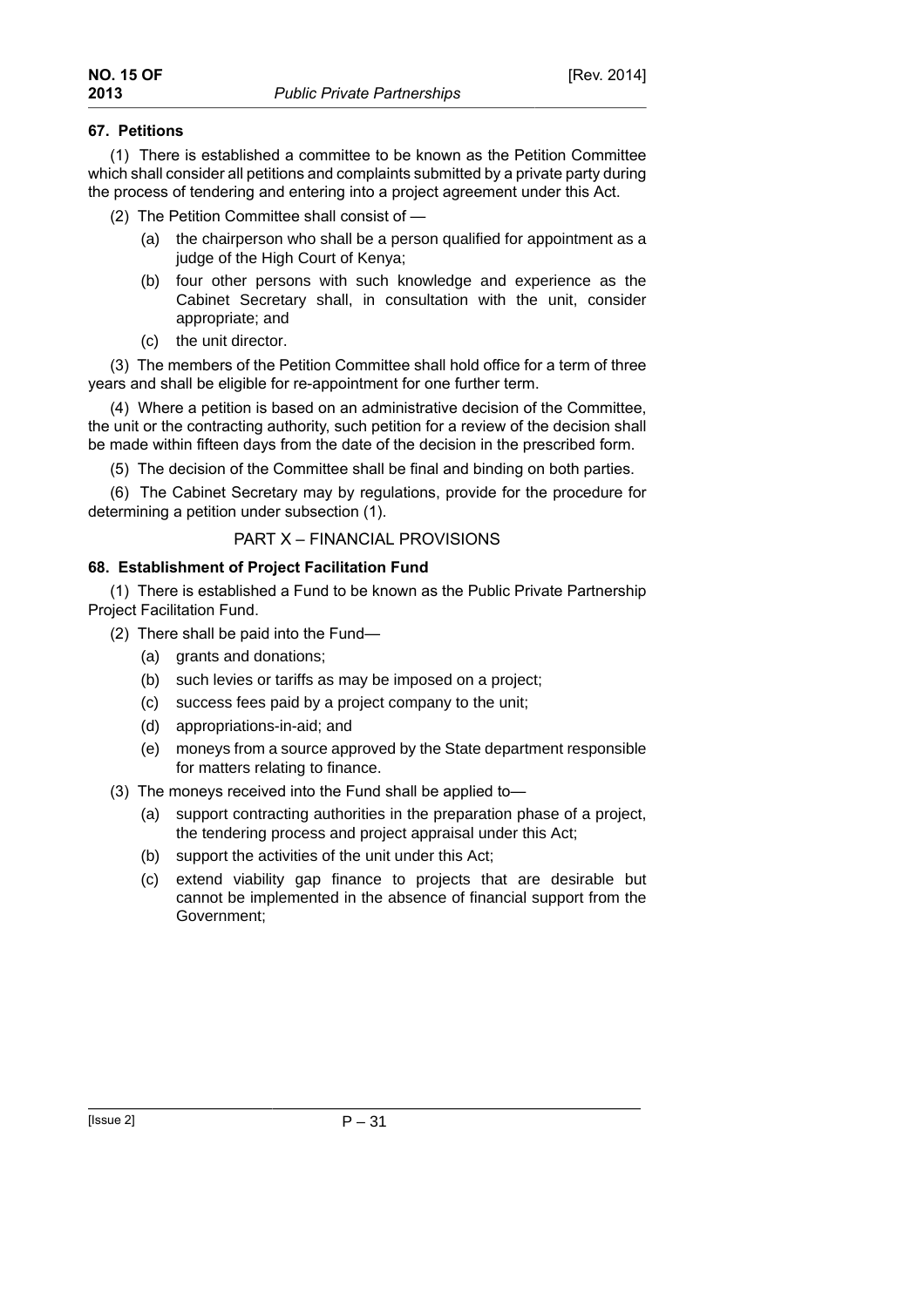### 67. Petitions

(1) There is established a committee to be known as the Petition Committee which shall consider all petitions and complaints submitted by a private party during the process of tendering and entering into a project agreement under this Act.

(2) The Petition Committee shall consist of —

- (a) the chairperson who shall be a person qualified for appointment as a judge of the High Court of Kenya;
- (b) four other persons with such knowledge and experience as the Cabinet Secretary shall, in consultation with the unit, consider appropriate; and
- (c) the unit director.

(3) The members of the Petition Committee shall hold office for a term of three years and shall be eligible for re-appointment for one further term.

(4) Where a petition is based on an administrative decision of the Committee, the unit or the contracting authority, such petition for a review of the decision shall be made within fifteen days from the date of the decision in the prescribed form.

(5) The decision of the Committee shall be final and binding on both parties.

(6) The Cabinet Secretary may by regulations, provide for the procedure for determining a petition under subsection (1).

## PART X – FINANCIAL PROVISIONS

### 68. Establishment of Project Facilitation Fund

(1) There is established a Fund to be known as the Public Private Partnership Project Facilitation Fund.

(2) There shall be paid into the Fund—

- (a) grants and donations;
- (b) such levies or tariffs as may be imposed on a project;
- (c) success fees paid by a project company to the unit;
- (d) appropriations-in-aid; and
- (e) moneys from a source approved by the State department responsible for matters relating to finance.

(3) The moneys received into the Fund shall be applied to—

- (a) support contracting authorities in the preparation phase of a project, the tendering process and project appraisal under this Act;
- (b) support the activities of the unit under this Act;
- (c) extend viability gap finance to projects that are desirable but cannot be implemented in the absence of financial support from the Government;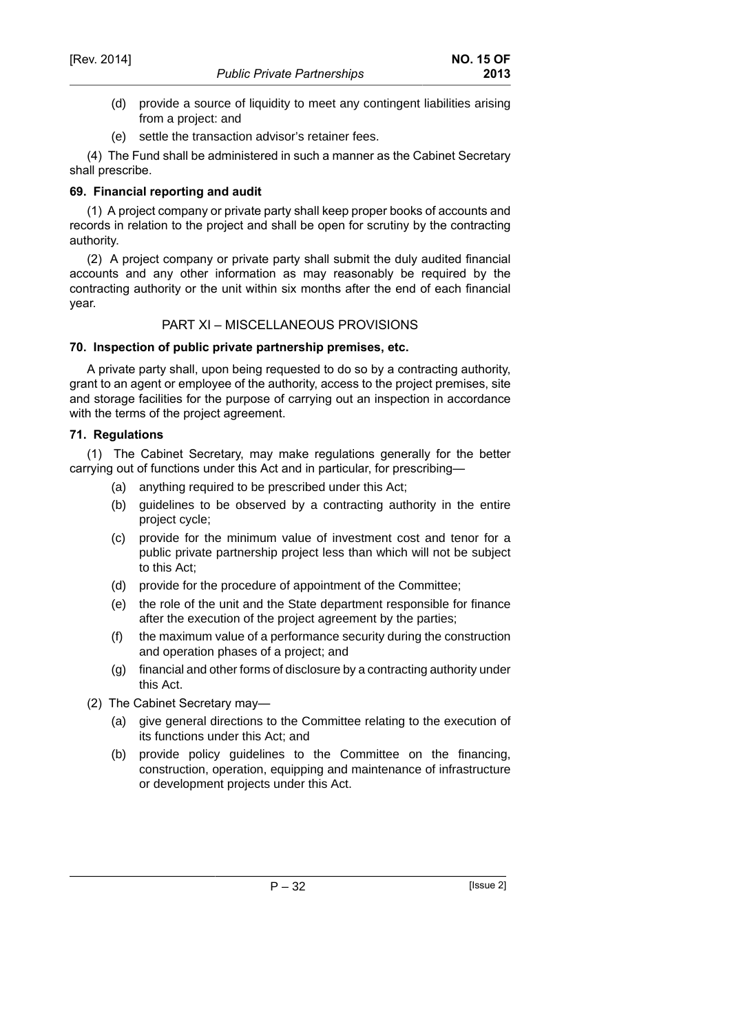(d) provide a source of liquidity to meet any contingent liabilities arising from a project: and

(e) settle the transaction advisor's retainer fees.

(4) The Fund shall be administered in such a manner as the Cabinet Secretary shall prescribe.

**69. Financial reporting and audit**

(1) A project company or private party shall keep proper books of accounts and records in relation to the project and shall be open for scrutiny by the contracting authority.

(2) A project company or private party shall submit the duly audited financial accounts and any other information as may reasonably be required by the contracting authority or the unit within six months after the end of each financial year.

PART XI – MISCELLANEOUS PROVISIONS

**70. Inspection of public private partnership premises, etc.**

A private party shall, upon being requested to do so by a contracting authority, grant to an agent or employee of the authority, access to the project premises, site and storage facilities for the purpose of carrying out an inspection in accordance with the terms of the project agreement.

**71. Regulations**

(1) The Cabinet Secretary, may make regulations generally for the better carrying out of functions under this Act and in particular, for prescribing—

(a) anything required to be prescribed under this Act;

(b) guidelines to be observed by a contracting authority in the entire project cycle;

(c) provide for the minimum value of investment cost and tenor for a public private partnership project less than which will not be subject to this Act;

(d) provide for the procedure of appointment of the Committee;

(e) the role of the unit and the State department responsible for finance after the execution of the project agreement by the parties;

(f) the maximum value of a performance security during the construction and operation phases of a project; and

(g) financial and other forms of disclosure by a contracting authority under this Act.

(2) The Cabinet Secretary may—

(a) give general directions to the Committee relating to the execution of its functions under this Act; and

(b) provide policy guidelines to the Committee on the financing, construction, operation, equipping and maintenance of infrastructure or development projects under this Act.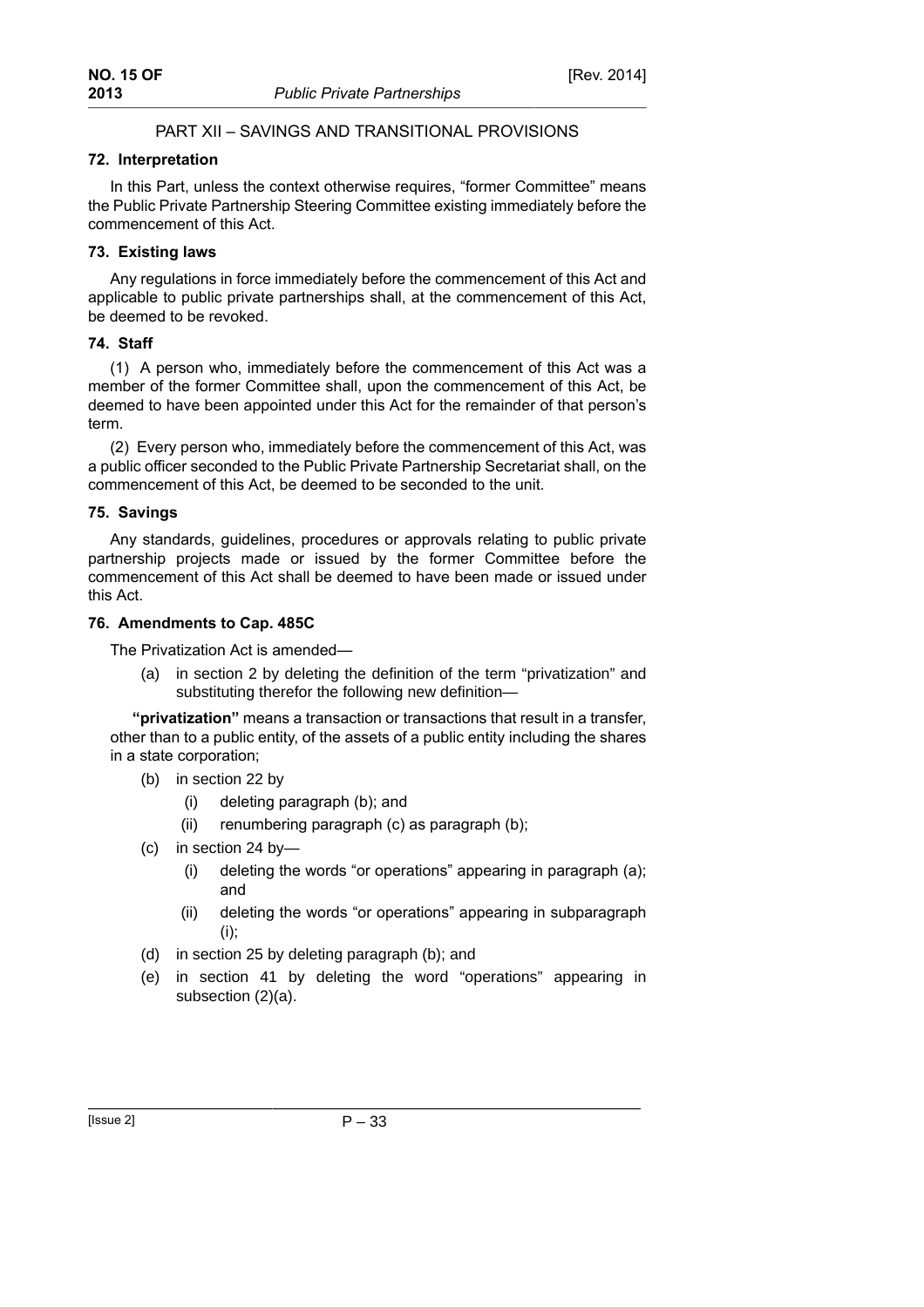## PART XII – SAVINGS AND TRANSITIONAL PROVISIONS

### 72. Interpretation

In this Part, unless the context otherwise requires, "former Committee" means the Public Private Partnership Steering Committee existing immediately before the commencement of this Act.

### 73. Existing laws

Any regulations in force immediately before the commencement of this Act and applicable to public private partnerships shall, at the commencement of this Act, be deemed to be revoked.

### 74. Staff

(1) A person who, immediately before the commencement of this Act was a member of the former Committee shall, upon the commencement of this Act, be deemed to have been appointed under this Act for the remainder of that person's term.

(2) Every person who, immediately before the commencement of this Act, was a public officer seconded to the Public Private Partnership Secretariat shall, on the commencement of this Act, be deemed to be seconded to the unit.

### 75. Savings

Any standards, guidelines, procedures or approvals relating to public private partnership projects made or issued by the former Committee before the commencement of this Act shall be deemed to have been made or issued under this Act.

### 76. Amendments to Cap. 485C

The Privatization Act is amended—

(a) in section 2 by deleting the definition of the term "privatization" and substituting therefor the following new definition—

**"privatization"** means a transaction or transactions that result in a transfer, other than to a public entity, of the assets of a public entity including the shares in a state corporation;

(b) in section 22 by

  (i) deleting paragraph (b); and

  (ii) renumbering paragraph (c) as paragraph (b);

(c) in section 24 by—

  (i) deleting the words "or operations" appearing in paragraph (a); and

  (ii) deleting the words "or operations" appearing in subparagraph (i);

(d) in section 25 by deleting paragraph (b); and

(e) in section 41 by deleting the word "operations" appearing in subsection (2)(a).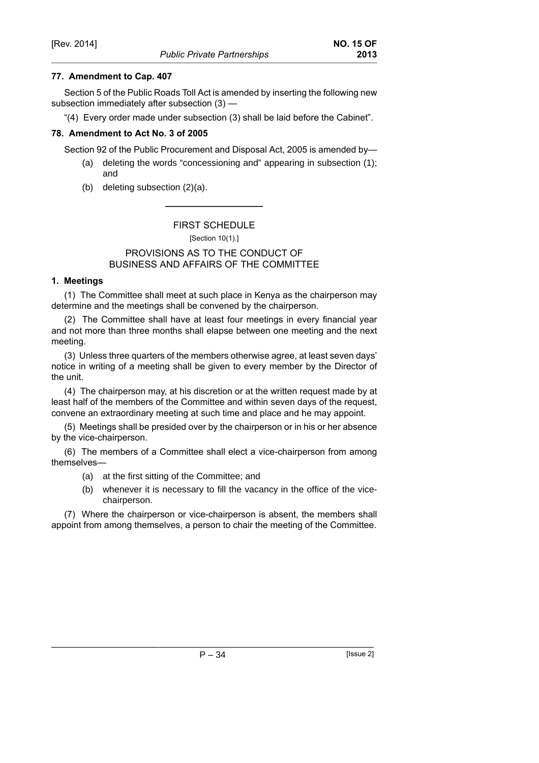### 77. Amendment to Cap. 407

Section 5 of the Public Roads Toll Act is amended by inserting the following new subsection immediately after subsection (3) —

"(4) Every order made under subsection (3) shall be laid before the Cabinet".

### 78. Amendment to Act No. 3 of 2005

Section 92 of the Public Procurement and Disposal Act, 2005 is amended by—

(a) deleting the words "concessioning and" appearing in subsection (1); and

(b) deleting subsection (2)(a).

---

## FIRST SCHEDULE

[Section 10(1).]

## PROVISIONS AS TO THE CONDUCT OF BUSINESS AND AFFAIRS OF THE COMMITTEE

### 1. Meetings

(1) The Committee shall meet at such place in Kenya as the chairperson may determine and the meetings shall be convened by the chairperson.

(2) The Committee shall have at least four meetings in every financial year and not more than three months shall elapse between one meeting and the next meeting.

(3) Unless three quarters of the members otherwise agree, at least seven days' notice in writing of a meeting shall be given to every member by the Director of the unit.

(4) The chairperson may, at his discretion or at the written request made by at least half of the members of the Committee and within seven days of the request, convene an extraordinary meeting at such time and place and he may appoint.

(5) Meetings shall be presided over by the chairperson or in his or her absence by the vice-chairperson.

(6) The members of a Committee shall elect a vice-chairperson from among themselves—

(a) at the first sitting of the Committee; and

(b) whenever it is necessary to fill the vacancy in the office of the vice-chairperson.

(7) Where the chairperson or vice-chairperson is absent, the members shall appoint from among themselves, a person to chair the meeting of the Committee.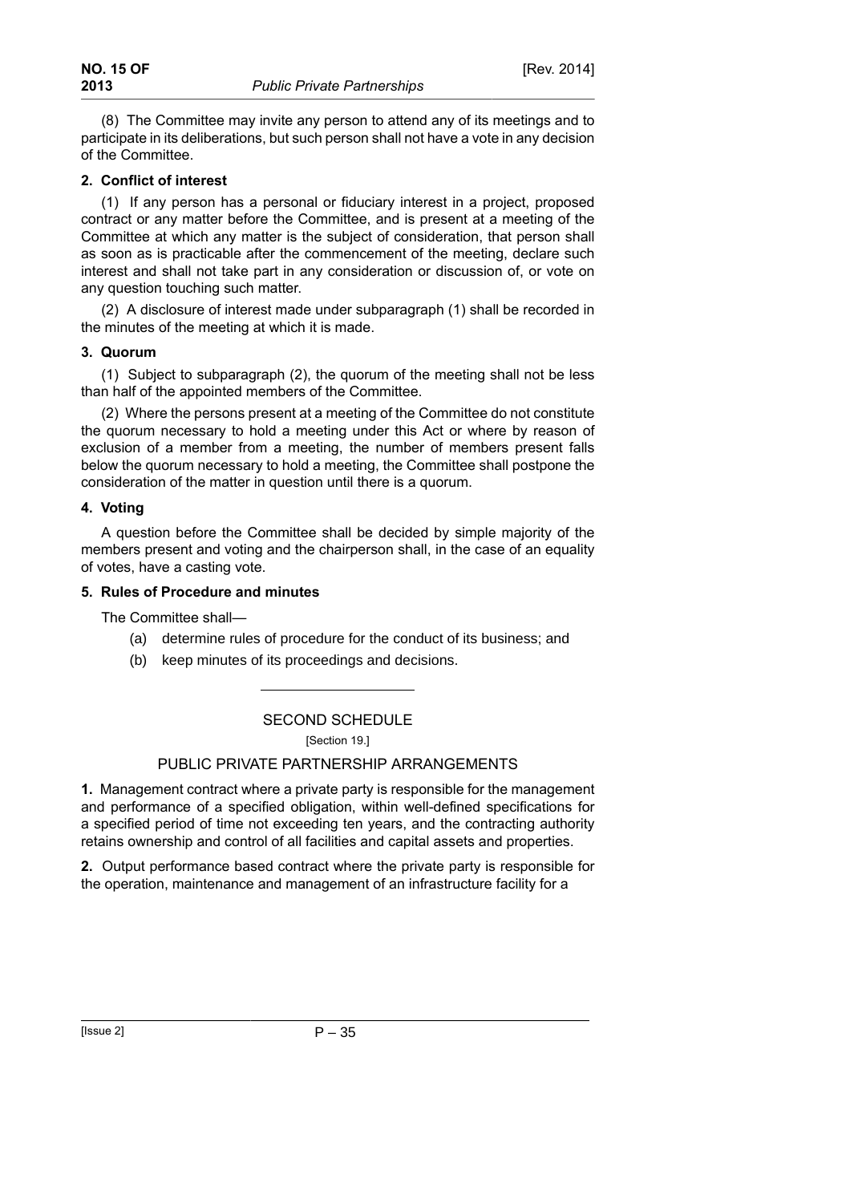(8) The Committee may invite any person to attend any of its meetings and to participate in its deliberations, but such person shall not have a vote in any decision of the Committee.

**2. Conflict of interest**

(1) If any person has a personal or fiduciary interest in a project, proposed contract or any matter before the Committee, and is present at a meeting of the Committee at which any matter is the subject of consideration, that person shall as soon as is practicable after the commencement of the meeting, declare such interest and shall not take part in any consideration or discussion of, or vote on any question touching such matter.

(2) A disclosure of interest made under subparagraph (1) shall be recorded in the minutes of the meeting at which it is made.

**3. Quorum**

(1) Subject to subparagraph (2), the quorum of the meeting shall not be less than half of the appointed members of the Committee.

(2) Where the persons present at a meeting of the Committee do not constitute the quorum necessary to hold a meeting under this Act or where by reason of exclusion of a member from a meeting, the number of members present falls below the quorum necessary to hold a meeting, the Committee shall postpone the consideration of the matter in question until there is a quorum.

**4. Voting**

A question before the Committee shall be decided by simple majority of the members present and voting and the chairperson shall, in the case of an equality of votes, have a casting vote.

**5. Rules of Procedure and minutes**

The Committee shall—

(a) determine rules of procedure for the conduct of its business; and

(b) keep minutes of its proceedings and decisions.

---

## SECOND SCHEDULE

[Section 19.]

## PUBLIC PRIVATE PARTNERSHIP ARRANGEMENTS

**1.** Management contract where a private party is responsible for the management and performance of a specified obligation, within well-defined specifications for a specified period of time not exceeding ten years, and the contracting authority retains ownership and control of all facilities and capital assets and properties.

**2.** Output performance based contract where the private party is responsible for the operation, maintenance and management of an infrastructure facility for a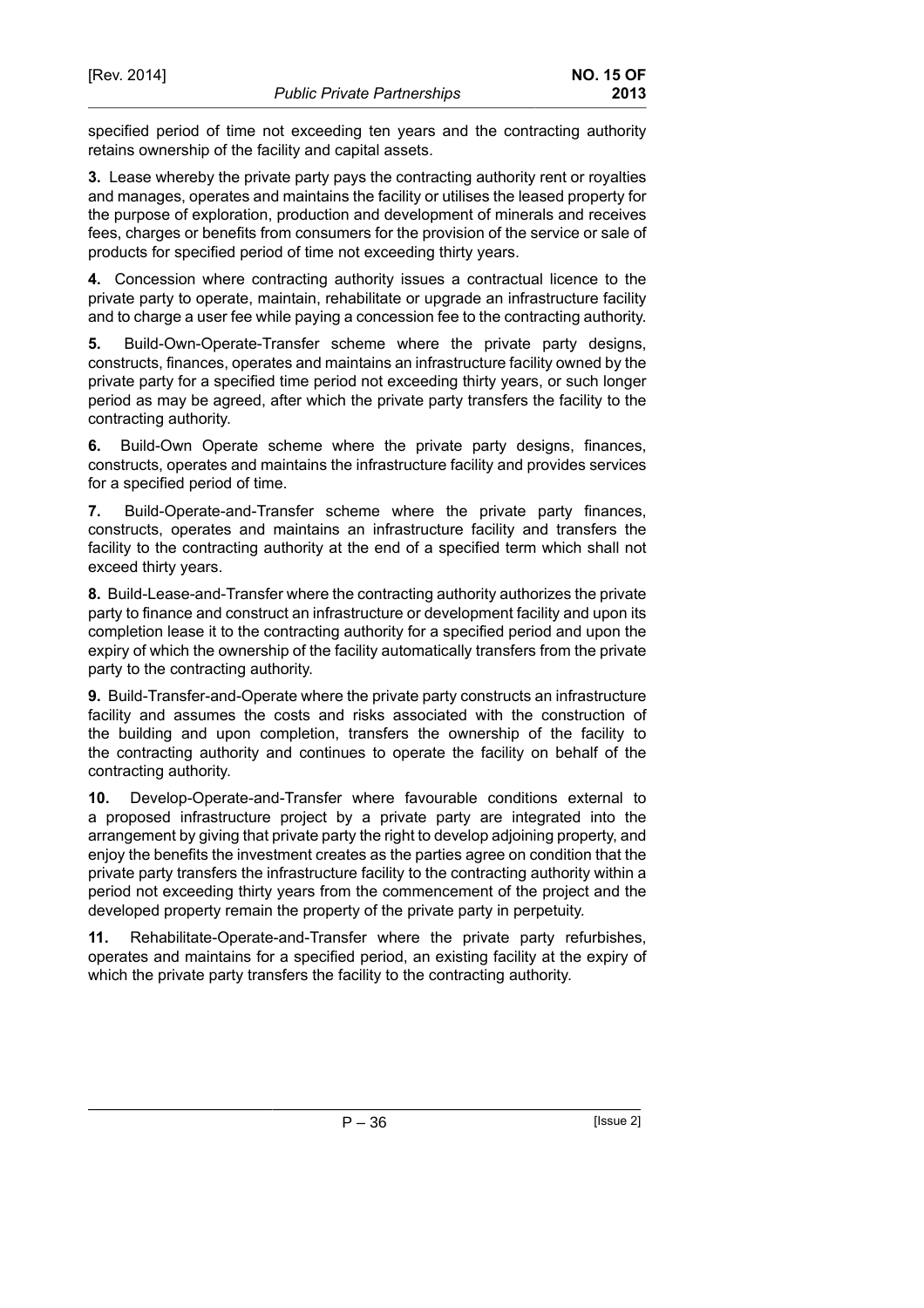specified period of time not exceeding ten years and the contracting authority retains ownership of the facility and capital assets.

**3.** Lease whereby the private party pays the contracting authority rent or royalties and manages, operates and maintains the facility or utilises the leased property for the purpose of exploration, production and development of minerals and receives fees, charges or benefits from consumers for the provision of the service or sale of products for specified period of time not exceeding thirty years.

**4.** Concession where contracting authority issues a contractual licence to the private party to operate, maintain, rehabilitate or upgrade an infrastructure facility and to charge a user fee while paying a concession fee to the contracting authority.

**5.** Build-Own-Operate-Transfer scheme where the private party designs, constructs, finances, operates and maintains an infrastructure facility owned by the private party for a specified time period not exceeding thirty years, or such longer period as may be agreed, after which the private party transfers the facility to the contracting authority.

**6.** Build-Own Operate scheme where the private party designs, finances, constructs, operates and maintains the infrastructure facility and provides services for a specified period of time.

**7.** Build-Operate-and-Transfer scheme where the private party finances, constructs, operates and maintains an infrastructure facility and transfers the facility to the contracting authority at the end of a specified term which shall not exceed thirty years.

**8.** Build-Lease-and-Transfer where the contracting authority authorizes the private party to finance and construct an infrastructure or development facility and upon its completion lease it to the contracting authority for a specified period and upon the expiry of which the ownership of the facility automatically transfers from the private party to the contracting authority.

**9.** Build-Transfer-and-Operate where the private party constructs an infrastructure facility and assumes the costs and risks associated with the construction of the building and upon completion, transfers the ownership of the facility to the contracting authority and continues to operate the facility on behalf of the contracting authority.

**10.** Develop-Operate-and-Transfer where favourable conditions external to a proposed infrastructure project by a private party are integrated into the arrangement by giving that private party the right to develop adjoining property, and enjoy the benefits the investment creates as the parties agree on condition that the private party transfers the infrastructure facility to the contracting authority within a period not exceeding thirty years from the commencement of the project and the developed property remain the property of the private party in perpetuity.

**11.** Rehabilitate-Operate-and-Transfer where the private party refurbishes, operates and maintains for a specified period, an existing facility at the expiry of which the private party transfers the facility to the contracting authority.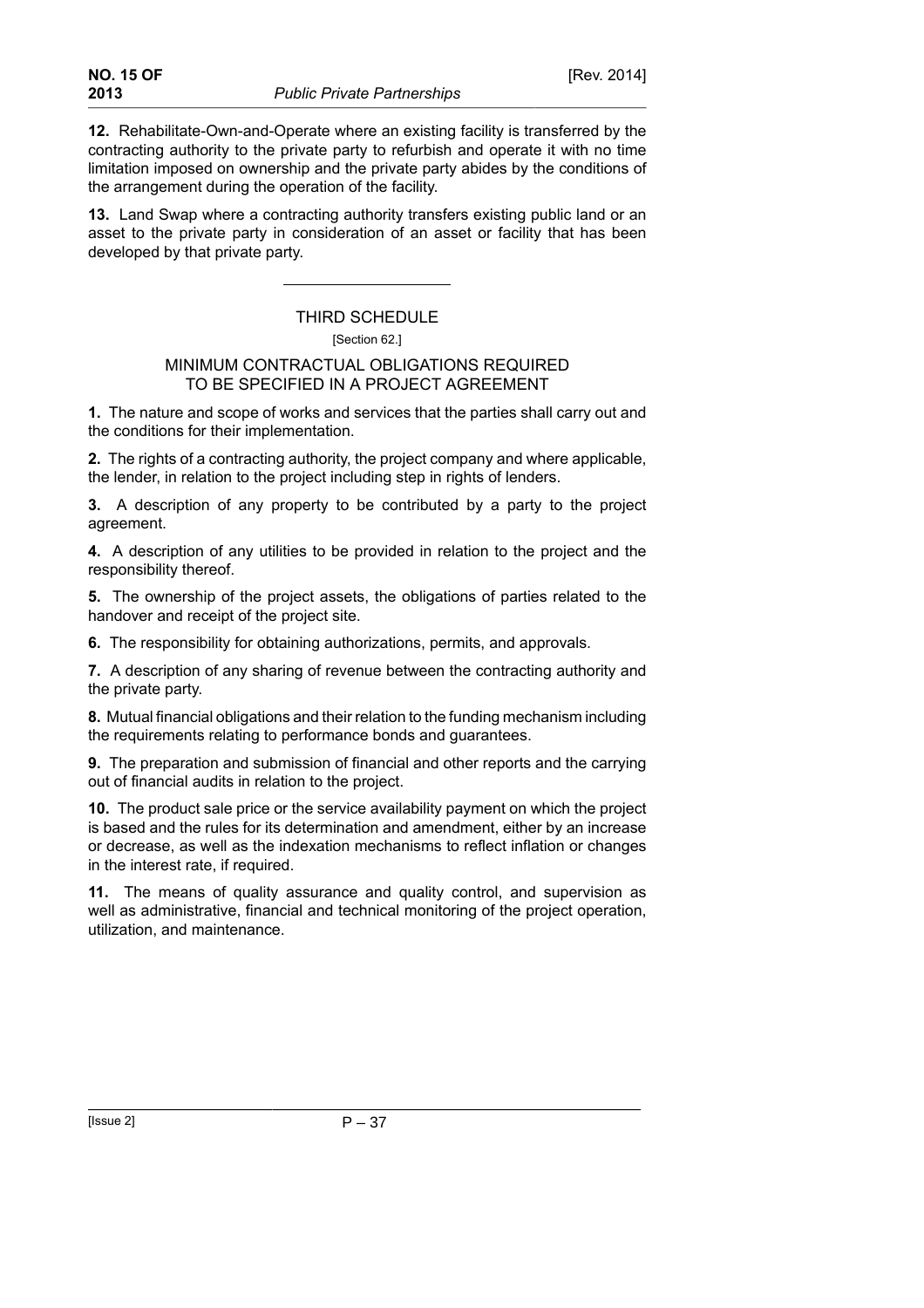**12.** Rehabilitate-Own-and-Operate where an existing facility is transferred by the contracting authority to the private party to refurbish and operate it with no time limitation imposed on ownership and the private party abides by the conditions of the arrangement during the operation of the facility.

**13.** Land Swap where a contracting authority transfers existing public land or an asset to the private party in consideration of an asset or facility that has been developed by that private party.

---

## THIRD SCHEDULE

[Section 62.]

### MINIMUM CONTRACTUAL OBLIGATIONS REQUIRED TO BE SPECIFIED IN A PROJECT AGREEMENT

**1.** The nature and scope of works and services that the parties shall carry out and the conditions for their implementation.

**2.** The rights of a contracting authority, the project company and where applicable, the lender, in relation to the project including step in rights of lenders.

**3.** A description of any property to be contributed by a party to the project agreement.

**4.** A description of any utilities to be provided in relation to the project and the responsibility thereof.

**5.** The ownership of the project assets, the obligations of parties related to the handover and receipt of the project site.

**6.** The responsibility for obtaining authorizations, permits, and approvals.

**7.** A description of any sharing of revenue between the contracting authority and the private party.

**8.** Mutual financial obligations and their relation to the funding mechanism including the requirements relating to performance bonds and guarantees.

**9.** The preparation and submission of financial and other reports and the carrying out of financial audits in relation to the project.

**10.** The product sale price or the service availability payment on which the project is based and the rules for its determination and amendment, either by an increase or decrease, as well as the indexation mechanisms to reflect inflation or changes in the interest rate, if required.

**11.** The means of quality assurance and quality control, and supervision as well as administrative, financial and technical monitoring of the project operation, utilization, and maintenance.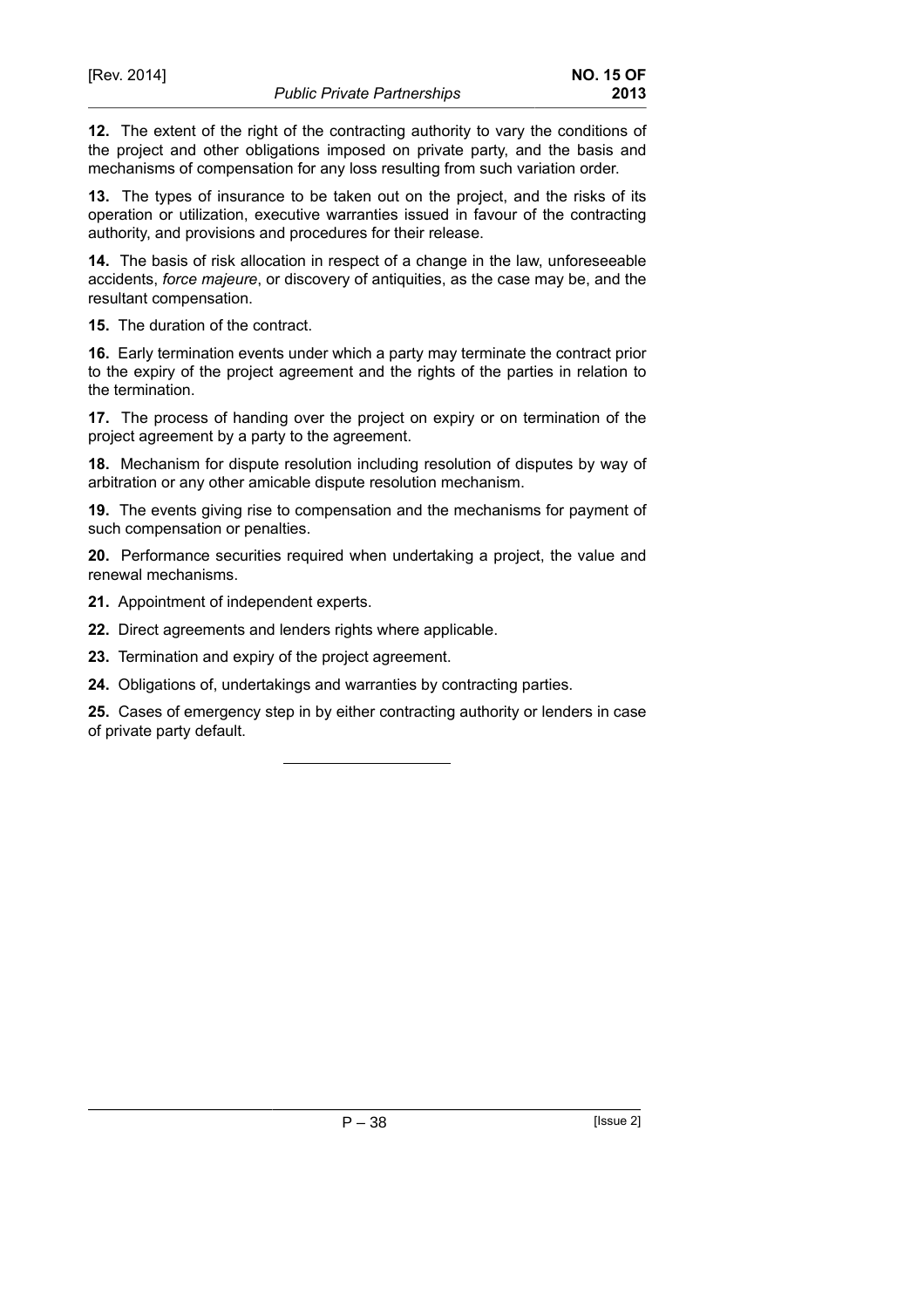**12.** The extent of the right of the contracting authority to vary the conditions of the project and other obligations imposed on private party, and the basis and mechanisms of compensation for any loss resulting from such variation order.

**13.** The types of insurance to be taken out on the project, and the risks of its operation or utilization, executive warranties issued in favour of the contracting authority, and provisions and procedures for their release.

**14.** The basis of risk allocation in respect of a change in the law, unforeseeable accidents, *force majeure*, or discovery of antiquities, as the case may be, and the resultant compensation.

**15.** The duration of the contract.

**16.** Early termination events under which a party may terminate the contract prior to the expiry of the project agreement and the rights of the parties in relation to the termination.

**17.** The process of handing over the project on expiry or on termination of the project agreement by a party to the agreement.

**18.** Mechanism for dispute resolution including resolution of disputes by way of arbitration or any other amicable dispute resolution mechanism.

**19.** The events giving rise to compensation and the mechanisms for payment of such compensation or penalties.

**20.** Performance securities required when undertaking a project, the value and renewal mechanisms.

**21.** Appointment of independent experts.

**22.** Direct agreements and lenders rights where applicable.

**23.** Termination and expiry of the project agreement.

**24.** Obligations of, undertakings and warranties by contracting parties.

**25.** Cases of emergency step in by either contracting authority or lenders in case of private party default.